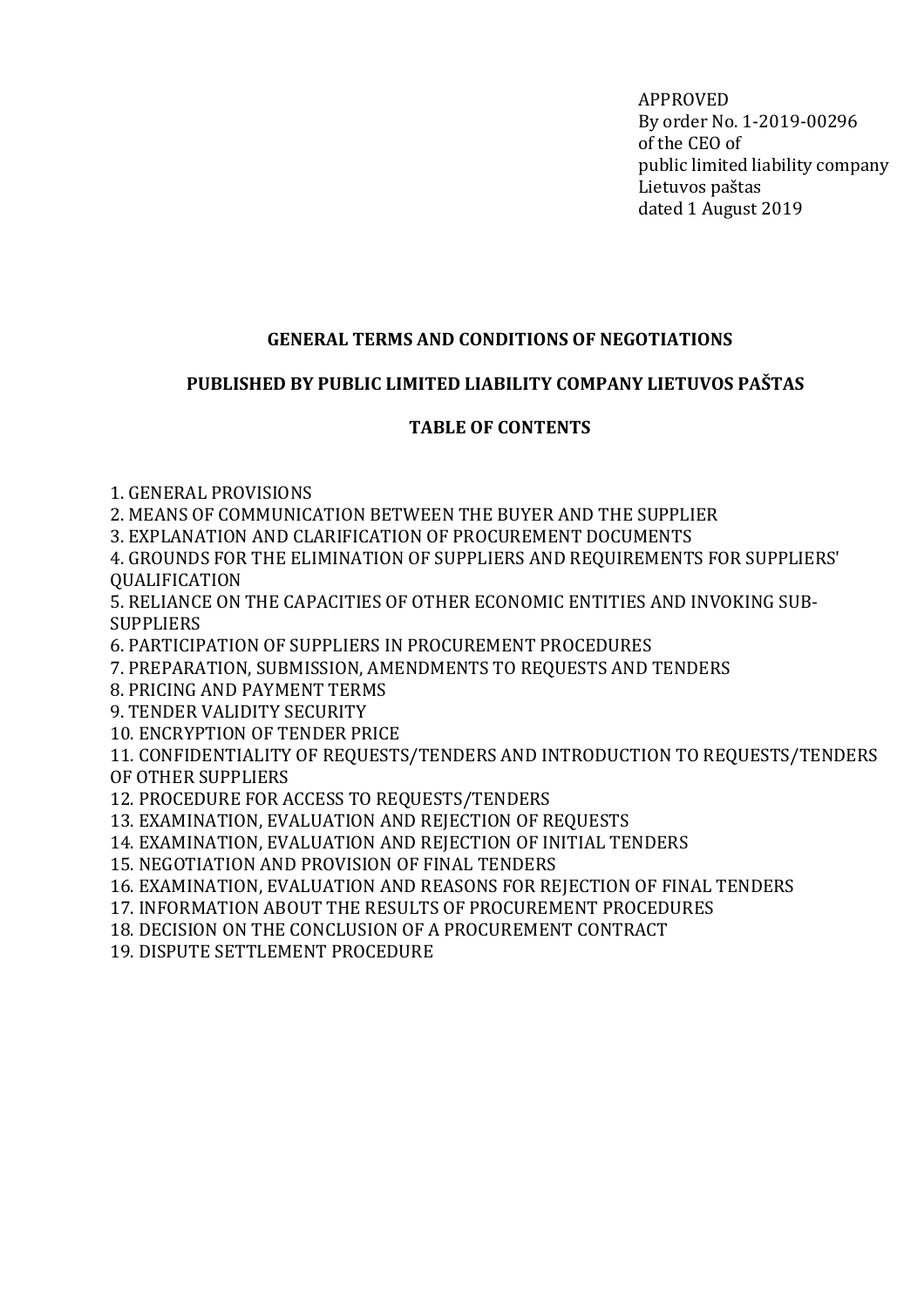APPROVED
By order No. 1-2019-00296
of the CEO of
public limited liability company
Lietuvos paštas
dated 1 August 2019

# GENERAL TERMS AND CONDITIONS OF NEGOTIATIONS

# PUBLISHED BY PUBLIC LIMITED LIABILITY COMPANY LIETUVOS PAŠTAS

## TABLE OF CONTENTS

1. GENERAL PROVISIONS
2. MEANS OF COMMUNICATION BETWEEN THE BUYER AND THE SUPPLIER
3. EXPLANATION AND CLARIFICATION OF PROCUREMENT DOCUMENTS
4. GROUNDS FOR THE ELIMINATION OF SUPPLIERS AND REQUIREMENTS FOR SUPPLIERS' QUALIFICATION
5. RELIANCE ON THE CAPACITIES OF OTHER ECONOMIC ENTITIES AND INVOKING SUB-SUPPLIERS
6. PARTICIPATION OF SUPPLIERS IN PROCUREMENT PROCEDURES
7. PREPARATION, SUBMISSION, AMENDMENTS TO REQUESTS AND TENDERS
8. PRICING AND PAYMENT TERMS
9. TENDER VALIDITY SECURITY
10. ENCRYPTION OF TENDER PRICE
11. CONFIDENTIALITY OF REQUESTS/TENDERS AND INTRODUCTION TO REQUESTS/TENDERS OF OTHER SUPPLIERS
12. PROCEDURE FOR ACCESS TO REQUESTS/TENDERS
13. EXAMINATION, EVALUATION AND REJECTION OF REQUESTS
14. EXAMINATION, EVALUATION AND REJECTION OF INITIAL TENDERS
15. NEGOTIATION AND PROVISION OF FINAL TENDERS
16. EXAMINATION, EVALUATION AND REASONS FOR REJECTION OF FINAL TENDERS
17. INFORMATION ABOUT THE RESULTS OF PROCUREMENT PROCEDURES
18. DECISION ON THE CONCLUSION OF A PROCUREMENT CONTRACT
19. DISPUTE SETTLEMENT PROCEDURE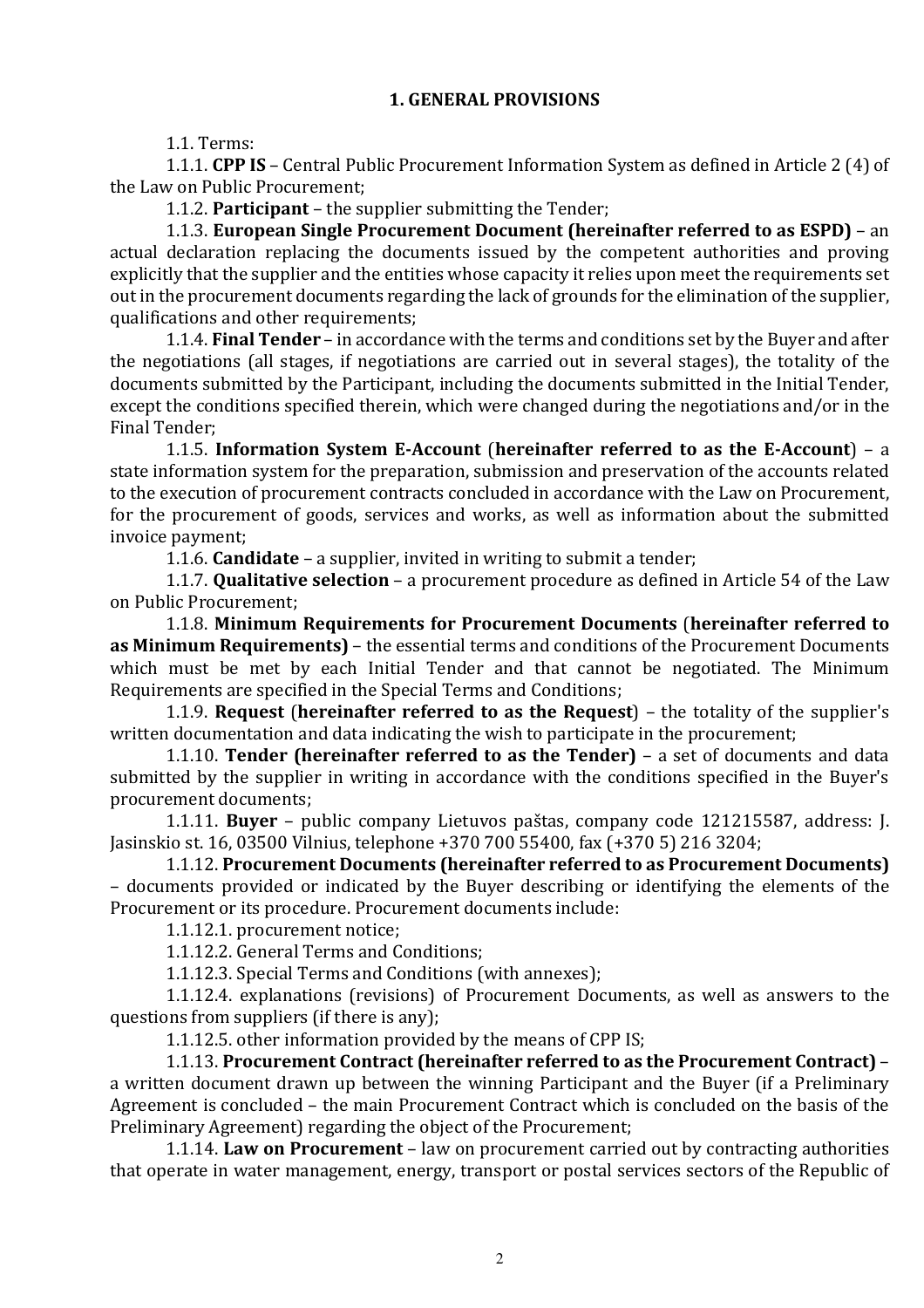## 1. GENERAL PROVISIONS

1.1. Terms:

1.1.1. **CPP IS** – Central Public Procurement Information System as defined in Article 2 (4) of the Law on Public Procurement;

1.1.2. **Participant** – the supplier submitting the Tender;

1.1.3. **European Single Procurement Document (hereinafter referred to as ESPD)** – an actual declaration replacing the documents issued by the competent authorities and proving explicitly that the supplier and the entities whose capacity it relies upon meet the requirements set out in the procurement documents regarding the lack of grounds for the elimination of the supplier, qualifications and other requirements;

1.1.4. **Final Tender** – in accordance with the terms and conditions set by the Buyer and after the negotiations (all stages, if negotiations are carried out in several stages), the totality of the documents submitted by the Participant, including the documents submitted in the Initial Tender, except the conditions specified therein, which were changed during the negotiations and/or in the Final Tender;

1.1.5. **Information System E-Account** (**hereinafter referred to as the E-Account**) – a state information system for the preparation, submission and preservation of the accounts related to the execution of procurement contracts concluded in accordance with the Law on Procurement, for the procurement of goods, services and works, as well as information about the submitted invoice payment;

1.1.6. **Candidate** – a supplier, invited in writing to submit a tender;

1.1.7. **Qualitative selection** – a procurement procedure as defined in Article 54 of the Law on Public Procurement;

1.1.8. **Minimum Requirements for Procurement Documents** (**hereinafter referred to as Minimum Requirements)** – the essential terms and conditions of the Procurement Documents which must be met by each Initial Tender and that cannot be negotiated. The Minimum Requirements are specified in the Special Terms and Conditions;

1.1.9. **Request** (**hereinafter referred to as the Request**) – the totality of the supplier's written documentation and data indicating the wish to participate in the procurement;

1.1.10. **Tender (hereinafter referred to as the Tender)** – a set of documents and data submitted by the supplier in writing in accordance with the conditions specified in the Buyer's procurement documents;

1.1.11. **Buyer** – public company Lietuvos paštas, company code 121215587, address: J. Jasinskio st. 16, 03500 Vilnius, telephone +370 700 55400, fax (+370 5) 216 3204;

1.1.12. **Procurement Documents (hereinafter referred to as Procurement Documents)** – documents provided or indicated by the Buyer describing or identifying the elements of the Procurement or its procedure. Procurement documents include:

1.1.12.1. procurement notice;

1.1.12.2. General Terms and Conditions;

1.1.12.3. Special Terms and Conditions (with annexes);

1.1.12.4. explanations (revisions) of Procurement Documents, as well as answers to the questions from suppliers (if there is any);

1.1.12.5. other information provided by the means of CPP IS;

1.1.13. **Procurement Contract (hereinafter referred to as the Procurement Contract)** – a written document drawn up between the winning Participant and the Buyer (if a Preliminary Agreement is concluded – the main Procurement Contract which is concluded on the basis of the Preliminary Agreement) regarding the object of the Procurement;

1.1.14. **Law on Procurement** – law on procurement carried out by contracting authorities that operate in water management, energy, transport or postal services sectors of the Republic of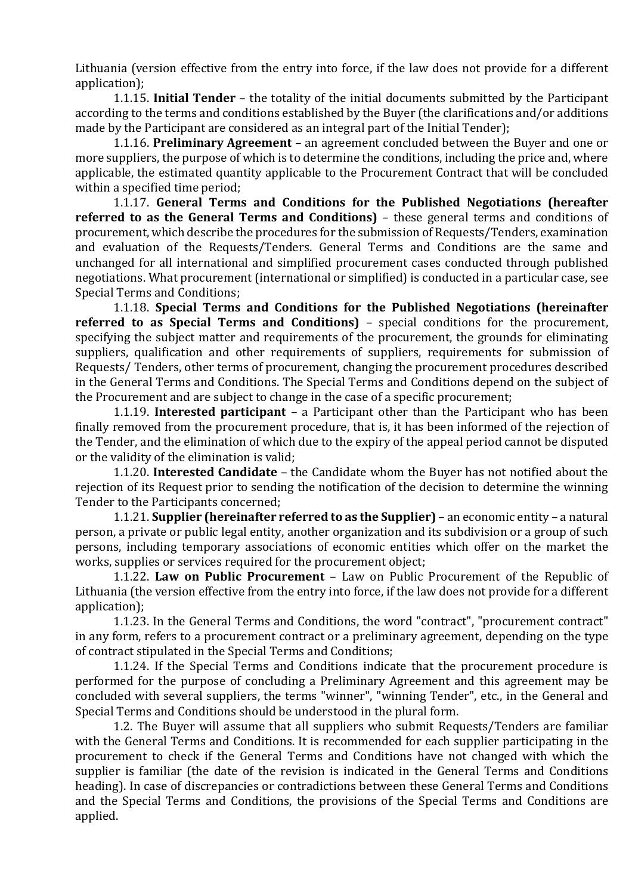Lithuania (version effective from the entry into force, if the law does not provide for a different application);

1.1.15. **Initial Tender** – the totality of the initial documents submitted by the Participant according to the terms and conditions established by the Buyer (the clarifications and/or additions made by the Participant are considered as an integral part of the Initial Tender);

1.1.16. **Preliminary Agreement** – an agreement concluded between the Buyer and one or more suppliers, the purpose of which is to determine the conditions, including the price and, where applicable, the estimated quantity applicable to the Procurement Contract that will be concluded within a specified time period;

1.1.17. **General Terms and Conditions for the Published Negotiations (hereafter referred to as the General Terms and Conditions)** – these general terms and conditions of procurement, which describe the procedures for the submission of Requests/Tenders, examination and evaluation of the Requests/Tenders. General Terms and Conditions are the same and unchanged for all international and simplified procurement cases conducted through published negotiations. What procurement (international or simplified) is conducted in a particular case, see Special Terms and Conditions;

1.1.18. **Special Terms and Conditions for the Published Negotiations (hereinafter referred to as Special Terms and Conditions)** – special conditions for the procurement, specifying the subject matter and requirements of the procurement, the grounds for eliminating suppliers, qualification and other requirements of suppliers, requirements for submission of Requests/ Tenders, other terms of procurement, changing the procurement procedures described in the General Terms and Conditions. The Special Terms and Conditions depend on the subject of the Procurement and are subject to change in the case of a specific procurement;

1.1.19. **Interested participant** – a Participant other than the Participant who has been finally removed from the procurement procedure, that is, it has been informed of the rejection of the Tender, and the elimination of which due to the expiry of the appeal period cannot be disputed or the validity of the elimination is valid;

1.1.20. **Interested Candidate** – the Candidate whom the Buyer has not notified about the rejection of its Request prior to sending the notification of the decision to determine the winning Tender to the Participants concerned;

1.1.21. **Supplier (hereinafter referred to as the Supplier)** – an economic entity – a natural person, a private or public legal entity, another organization and its subdivision or a group of such persons, including temporary associations of economic entities which offer on the market the works, supplies or services required for the procurement object;

1.1.22. **Law on Public Procurement** – Law on Public Procurement of the Republic of Lithuania (the version effective from the entry into force, if the law does not provide for a different application);

1.1.23. In the General Terms and Conditions, the word "contract", "procurement contract" in any form, refers to a procurement contract or a preliminary agreement, depending on the type of contract stipulated in the Special Terms and Conditions;

1.1.24. If the Special Terms and Conditions indicate that the procurement procedure is performed for the purpose of concluding a Preliminary Agreement and this agreement may be concluded with several suppliers, the terms "winner", "winning Tender", etc., in the General and Special Terms and Conditions should be understood in the plural form.

1.2. The Buyer will assume that all suppliers who submit Requests/Tenders are familiar with the General Terms and Conditions. It is recommended for each supplier participating in the procurement to check if the General Terms and Conditions have not changed with which the supplier is familiar (the date of the revision is indicated in the General Terms and Conditions heading). In case of discrepancies or contradictions between these General Terms and Conditions and the Special Terms and Conditions, the provisions of the Special Terms and Conditions are applied.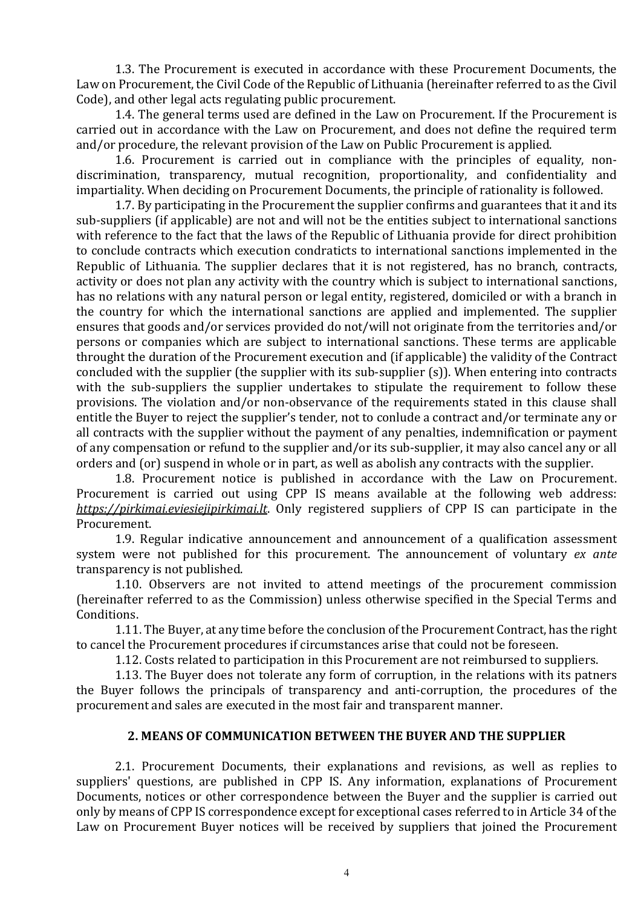1.3. The Procurement is executed in accordance with these Procurement Documents, the Law on Procurement, the Civil Code of the Republic of Lithuania (hereinafter referred to as the Civil Code), and other legal acts regulating public procurement.

1.4. The general terms used are defined in the Law on Procurement. If the Procurement is carried out in accordance with the Law on Procurement, and does not define the required term and/or procedure, the relevant provision of the Law on Public Procurement is applied.

1.6. Procurement is carried out in compliance with the principles of equality, non-discrimination, transparency, mutual recognition, proportionality, and confidentiality and impartiality. When deciding on Procurement Documents, the principle of rationality is followed.

1.7. By participating in the Procurement the supplier confirms and guarantees that it and its sub-suppliers (if applicable) are not and will not be the entities subject to international sanctions with reference to the fact that the laws of the Republic of Lithuania provide for direct prohibition to conclude contracts which execution condraticts to international sanctions implemented in the Republic of Lithuania. The supplier declares that it is not registered, has no branch, contracts, activity or does not plan any activity with the country which is subject to international sanctions, has no relations with any natural person or legal entity, registered, domiciled or with a branch in the country for which the international sanctions are applied and implemented. The supplier ensures that goods and/or services provided do not/will not originate from the territories and/or persons or companies which are subject to international sanctions. These terms are applicable throught the duration of the Procurement execution and (if applicable) the validity of the Contract concluded with the supplier (the supplier with its sub-supplier (s)). When entering into contracts with the sub-suppliers the supplier undertakes to stipulate the requirement to follow these provisions. The violation and/or non-observance of the requirements stated in this clause shall entitle the Buyer to reject the supplier's tender, not to conlude a contract and/or terminate any or all contracts with the supplier without the payment of any penalties, indemnification or payment of any compensation or refund to the supplier and/or its sub-supplier, it may also cancel any or all orders and (or) suspend in whole or in part, as well as abolish any contracts with the supplier.

1.8. Procurement notice is published in accordance with the Law on Procurement. Procurement is carried out using CPP IS means available at the following web address: *https://pirkimai.eviesiejipirkimai.lt*. Only registered suppliers of CPP IS can participate in the Procurement.

1.9. Regular indicative announcement and announcement of a qualification assessment system were not published for this procurement. The announcement of voluntary *ex ante* transparency is not published.

1.10. Observers are not invited to attend meetings of the procurement commission (hereinafter referred to as the Commission) unless otherwise specified in the Special Terms and Conditions.

1.11. The Buyer, at any time before the conclusion of the Procurement Contract, has the right to cancel the Procurement procedures if circumstances arise that could not be foreseen.

1.12. Costs related to participation in this Procurement are not reimbursed to suppliers.

1.13. The Buyer does not tolerate any form of corruption, in the relations with its patners the Buyer follows the principals of transparency and anti-corruption, the procedures of the procurement and sales are executed in the most fair and transparent manner.

## 2. MEANS OF COMMUNICATION BETWEEN THE BUYER AND THE SUPPLIER

2.1. Procurement Documents, their explanations and revisions, as well as replies to suppliers' questions, are published in CPP IS. Any information, explanations of Procurement Documents, notices or other correspondence between the Buyer and the supplier is carried out only by means of CPP IS correspondence except for exceptional cases referred to in Article 34 of the Law on Procurement Buyer notices will be received by suppliers that joined the Procurement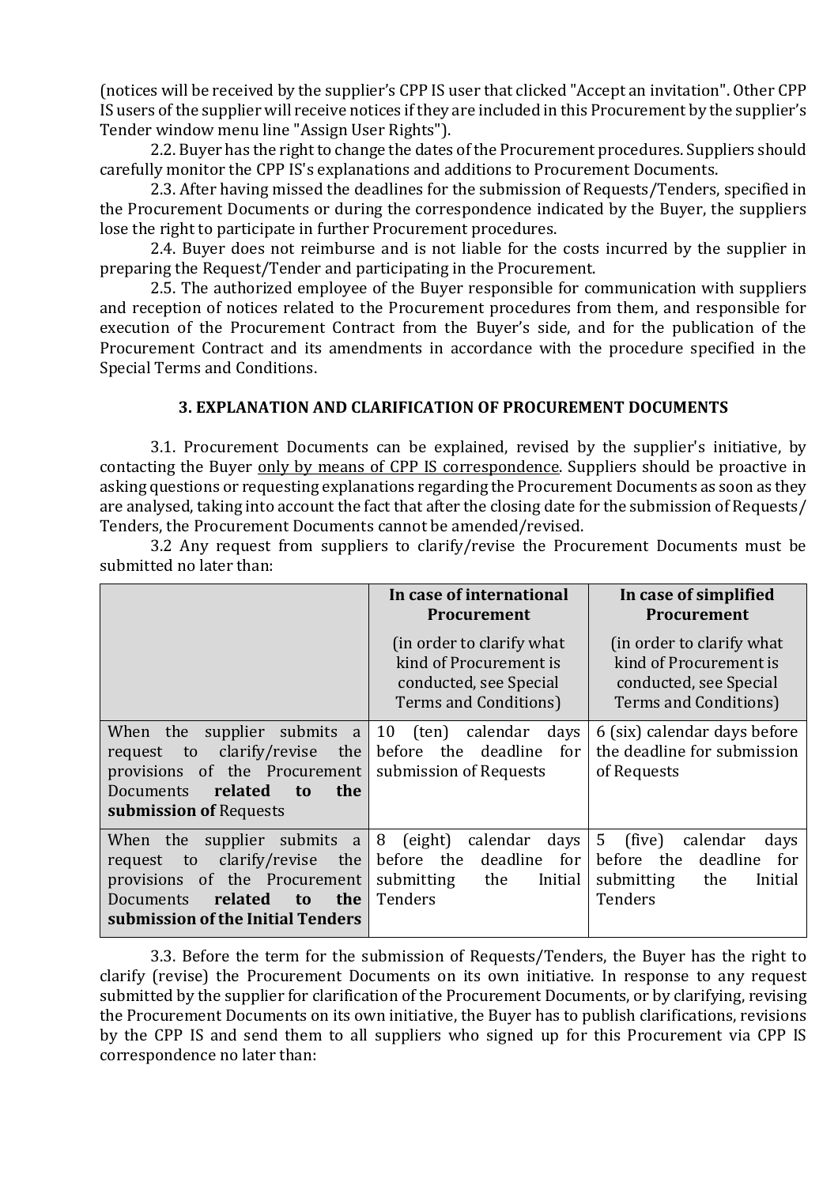(notices will be received by the supplier's CPP IS user that clicked "Accept an invitation". Other CPP IS users of the supplier will receive notices if they are included in this Procurement by the supplier's Tender window menu line "Assign User Rights").

2.2. Buyer has the right to change the dates of the Procurement procedures. Suppliers should carefully monitor the CPP IS's explanations and additions to Procurement Documents.

2.3. After having missed the deadlines for the submission of Requests/Tenders, specified in the Procurement Documents or during the correspondence indicated by the Buyer, the suppliers lose the right to participate in further Procurement procedures.

2.4. Buyer does not reimburse and is not liable for the costs incurred by the supplier in preparing the Request/Tender and participating in the Procurement.

2.5. The authorized employee of the Buyer responsible for communication with suppliers and reception of notices related to the Procurement procedures from them, and responsible for execution of the Procurement Contract from the Buyer's side, and for the publication of the Procurement Contract and its amendments in accordance with the procedure specified in the Special Terms and Conditions.

### 3. EXPLANATION AND CLARIFICATION OF PROCUREMENT DOCUMENTS

3.1. Procurement Documents can be explained, revised by the supplier's initiative, by contacting the Buyer <u>only by means of CPP IS correspondence</u>. Suppliers should be proactive in asking questions or requesting explanations regarding the Procurement Documents as soon as they are analysed, taking into account the fact that after the closing date for the submission of Requests/ Tenders, the Procurement Documents cannot be amended/revised.

3.2 Any request from suppliers to clarify/revise the Procurement Documents must be submitted no later than:

| | **In case of international Procurement** (in order to clarify what kind of Procurement is conducted, see Special Terms and Conditions) | **In case of simplified Procurement** (in order to clarify what kind of Procurement is conducted, see Special Terms and Conditions) |
|---|---|---|
| When the supplier submits a request to clarify/revise the provisions of the Procurement Documents **related to the submission of** Requests | 10 (ten) calendar days before the deadline for submission of Requests | 6 (six) calendar days before the deadline for submission of Requests |
| When the supplier submits a request to clarify/revise the provisions of the Procurement Documents **related to the submission of the Initial Tenders** | 8 (eight) calendar days before the deadline for submitting the Initial Tenders | 5 (five) calendar days before the deadline for submitting the Initial Tenders |

3.3. Before the term for the submission of Requests/Tenders, the Buyer has the right to clarify (revise) the Procurement Documents on its own initiative. In response to any request submitted by the supplier for clarification of the Procurement Documents, or by clarifying, revising the Procurement Documents on its own initiative, the Buyer has to publish clarifications, revisions by the CPP IS and send them to all suppliers who signed up for this Procurement via CPP IS correspondence no later than: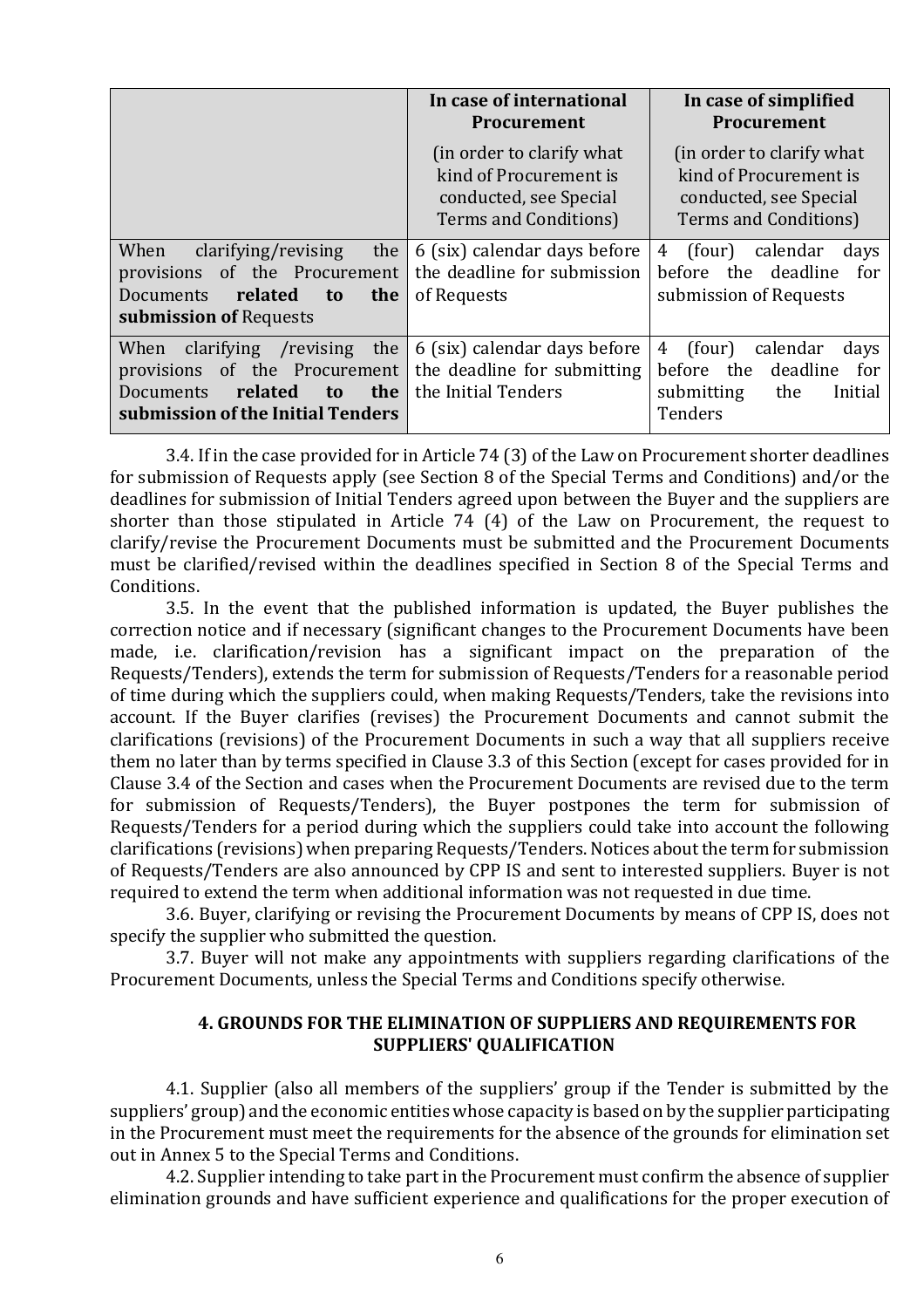| | **In case of international Procurement** (in order to clarify what kind of Procurement is conducted, see Special Terms and Conditions) | **In case of simplified Procurement** (in order to clarify what kind of Procurement is conducted, see Special Terms and Conditions) |
|---|---|---|
| When clarifying/revising the provisions of the Procurement Documents **related to the submission of** Requests | 6 (six) calendar days before the deadline for submission of Requests | 4 (four) calendar days before the deadline for submission of Requests |
| When clarifying /revising the provisions of the Procurement Documents **related to the submission of the Initial Tenders** | 6 (six) calendar days before the deadline for submitting the Initial Tenders | 4 (four) calendar days before the deadline for submitting the Initial Tenders |

3.4. If in the case provided for in Article 74 (3) of the Law on Procurement shorter deadlines for submission of Requests apply (see Section 8 of the Special Terms and Conditions) and/or the deadlines for submission of Initial Tenders agreed upon between the Buyer and the suppliers are shorter than those stipulated in Article 74 (4) of the Law on Procurement, the request to clarify/revise the Procurement Documents must be submitted and the Procurement Documents must be clarified/revised within the deadlines specified in Section 8 of the Special Terms and Conditions.

3.5. In the event that the published information is updated, the Buyer publishes the correction notice and if necessary (significant changes to the Procurement Documents have been made, i.e. clarification/revision has a significant impact on the preparation of the Requests/Tenders), extends the term for submission of Requests/Tenders for a reasonable period of time during which the suppliers could, when making Requests/Tenders, take the revisions into account. If the Buyer clarifies (revises) the Procurement Documents and cannot submit the clarifications (revisions) of the Procurement Documents in such a way that all suppliers receive them no later than by terms specified in Clause 3.3 of this Section (except for cases provided for in Clause 3.4 of the Section and cases when the Procurement Documents are revised due to the term for submission of Requests/Tenders), the Buyer postpones the term for submission of Requests/Tenders for a period during which the suppliers could take into account the following clarifications (revisions) when preparing Requests/Tenders. Notices about the term for submission of Requests/Tenders are also announced by CPP IS and sent to interested suppliers. Buyer is not required to extend the term when additional information was not requested in due time.

3.6. Buyer, clarifying or revising the Procurement Documents by means of CPP IS, does not specify the supplier who submitted the question.

3.7. Buyer will not make any appointments with suppliers regarding clarifications of the Procurement Documents, unless the Special Terms and Conditions specify otherwise.

## 4. GROUNDS FOR THE ELIMINATION OF SUPPLIERS AND REQUIREMENTS FOR SUPPLIERS' QUALIFICATION

4.1. Supplier (also all members of the suppliers' group if the Tender is submitted by the suppliers' group) and the economic entities whose capacity is based on by the supplier participating in the Procurement must meet the requirements for the absence of the grounds for elimination set out in Annex 5 to the Special Terms and Conditions.

4.2. Supplier intending to take part in the Procurement must confirm the absence of supplier elimination grounds and have sufficient experience and qualifications for the proper execution of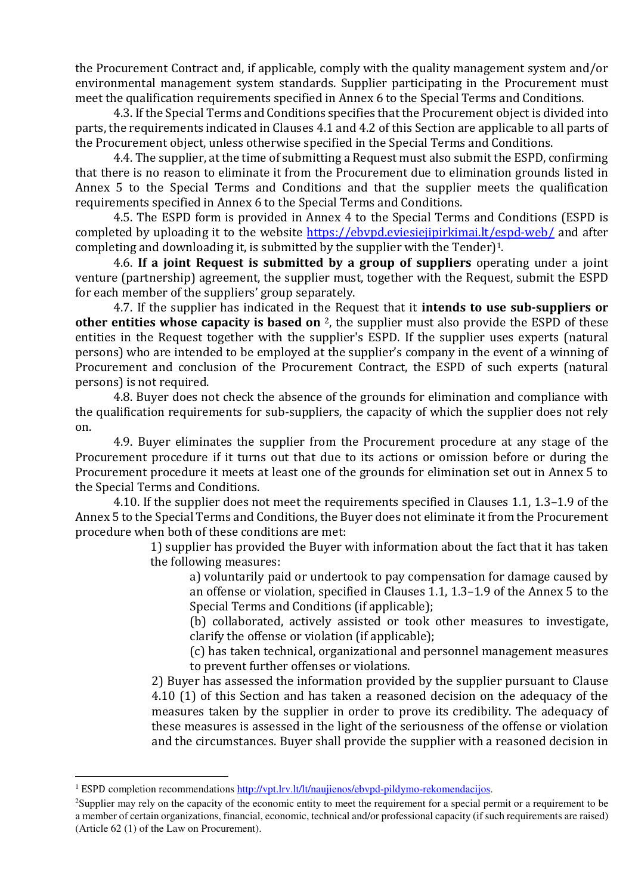the Procurement Contract and, if applicable, comply with the quality management system and/or environmental management system standards. Supplier participating in the Procurement must meet the qualification requirements specified in Annex 6 to the Special Terms and Conditions.

4.3. If the Special Terms and Conditions specifies that the Procurement object is divided into parts, the requirements indicated in Clauses 4.1 and 4.2 of this Section are applicable to all parts of the Procurement object, unless otherwise specified in the Special Terms and Conditions.

4.4. The supplier, at the time of submitting a Request must also submit the ESPD, confirming that there is no reason to eliminate it from the Procurement due to elimination grounds listed in Annex 5 to the Special Terms and Conditions and that the supplier meets the qualification requirements specified in Annex 6 to the Special Terms and Conditions.

4.5. The ESPD form is provided in Annex 4 to the Special Terms and Conditions (ESPD is completed by uploading it to the website https://ebvpd.eviesiejipirkimai.lt/espd-web/ and after completing and downloading it, is submitted by the supplier with the Tender)[1].

4.6. **If a joint Request is submitted by a group of suppliers** operating under a joint venture (partnership) agreement, the supplier must, together with the Request, submit the ESPD for each member of the suppliers' group separately.

4.7. If the supplier has indicated in the Request that it **intends to use sub-suppliers or other entities whose capacity is based on** [2], the supplier must also provide the ESPD of these entities in the Request together with the supplier's ESPD. If the supplier uses experts (natural persons) who are intended to be employed at the supplier's company in the event of a winning of Procurement and conclusion of the Procurement Contract, the ESPD of such experts (natural persons) is not required.

4.8. Buyer does not check the absence of the grounds for elimination and compliance with the qualification requirements for sub-suppliers, the capacity of which the supplier does not rely on.

4.9. Buyer eliminates the supplier from the Procurement procedure at any stage of the Procurement procedure if it turns out that due to its actions or omission before or during the Procurement procedure it meets at least one of the grounds for elimination set out in Annex 5 to the Special Terms and Conditions.

4.10. If the supplier does not meet the requirements specified in Clauses 1.1, 1.3–1.9 of the Annex 5 to the Special Terms and Conditions, the Buyer does not eliminate it from the Procurement procedure when both of these conditions are met:

1) supplier has provided the Buyer with information about the fact that it has taken the following measures:

   a) voluntarily paid or undertook to pay compensation for damage caused by an offense or violation, specified in Clauses 1.1, 1.3–1.9 of the Annex 5 to the Special Terms and Conditions (if applicable);

   (b) collaborated, actively assisted or took other measures to investigate, clarify the offense or violation (if applicable);

   (c) has taken technical, organizational and personnel management measures to prevent further offenses or violations.

2) Buyer has assessed the information provided by the supplier pursuant to Clause 4.10 (1) of this Section and has taken a reasoned decision on the adequacy of the measures taken by the supplier in order to prove its credibility. The adequacy of these measures is assessed in the light of the seriousness of the offense or violation and the circumstances. Buyer shall provide the supplier with a reasoned decision in

---

[1] ESPD completion recommendations http://vpt.lrv.lt/lt/naujienos/ebvpd-pildymo-rekomendacijos.

[2] Supplier may rely on the capacity of the economic entity to meet the requirement for a special permit or a requirement to be a member of certain organizations, financial, economic, technical and/or professional capacity (if such requirements are raised) (Article 62 (1) of the Law on Procurement).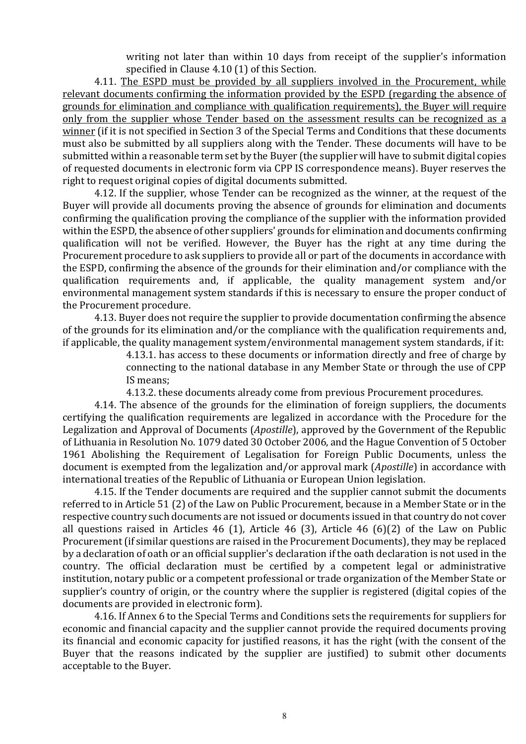writing not later than within 10 days from receipt of the supplier's information specified in Clause 4.10 (1) of this Section.

4.11. <u>The ESPD must be provided by all suppliers involved in the Procurement, while relevant documents confirming the information provided by the ESPD (regarding the absence of grounds for elimination and compliance with qualification requirements), the Buyer will require only from the supplier whose Tender based on the assessment results can be recognized as a winner</u> (if it is not specified in Section 3 of the Special Terms and Conditions that these documents must also be submitted by all suppliers along with the Tender. These documents will have to be submitted within a reasonable term set by the Buyer (the supplier will have to submit digital copies of requested documents in electronic form via CPP IS correspondence means). Buyer reserves the right to request original copies of digital documents submitted.

4.12. If the supplier, whose Tender can be recognized as the winner, at the request of the Buyer will provide all documents proving the absence of grounds for elimination and documents confirming the qualification proving the compliance of the supplier with the information provided within the ESPD, the absence of other suppliers' grounds for elimination and documents confirming qualification will not be verified. However, the Buyer has the right at any time during the Procurement procedure to ask suppliers to provide all or part of the documents in accordance with the ESPD, confirming the absence of the grounds for their elimination and/or compliance with the qualification requirements and, if applicable, the quality management system and/or environmental management system standards if this is necessary to ensure the proper conduct of the Procurement procedure.

4.13. Buyer does not require the supplier to provide documentation confirming the absence of the grounds for its elimination and/or the compliance with the qualification requirements and, if applicable, the quality management system/environmental management system standards, if it:

4.13.1. has access to these documents or information directly and free of charge by connecting to the national database in any Member State or through the use of CPP IS means;

4.13.2. these documents already come from previous Procurement procedures.

4.14. The absence of the grounds for the elimination of foreign suppliers, the documents certifying the qualification requirements are legalized in accordance with the Procedure for the Legalization and Approval of Documents (*Apostille*), approved by the Government of the Republic of Lithuania in Resolution No. 1079 dated 30 October 2006, and the Hague Convention of 5 October 1961 Abolishing the Requirement of Legalisation for Foreign Public Documents, unless the document is exempted from the legalization and/or approval mark (*Apostille*) in accordance with international treaties of the Republic of Lithuania or European Union legislation.

4.15. If the Tender documents are required and the supplier cannot submit the documents referred to in Article 51 (2) of the Law on Public Procurement, because in a Member State or in the respective country such documents are not issued or documents issued in that country do not cover all questions raised in Articles 46 (1), Article 46 (3), Article 46 (6)(2) of the Law on Public Procurement (if similar questions are raised in the Procurement Documents), they may be replaced by a declaration of oath or an official supplier's declaration if the oath declaration is not used in the country. The official declaration must be certified by a competent legal or administrative institution, notary public or a competent professional or trade organization of the Member State or supplier's country of origin, or the country where the supplier is registered (digital copies of the documents are provided in electronic form).

4.16. If Annex 6 to the Special Terms and Conditions sets the requirements for suppliers for economic and financial capacity and the supplier cannot provide the required documents proving its financial and economic capacity for justified reasons, it has the right (with the consent of the Buyer that the reasons indicated by the supplier are justified) to submit other documents acceptable to the Buyer.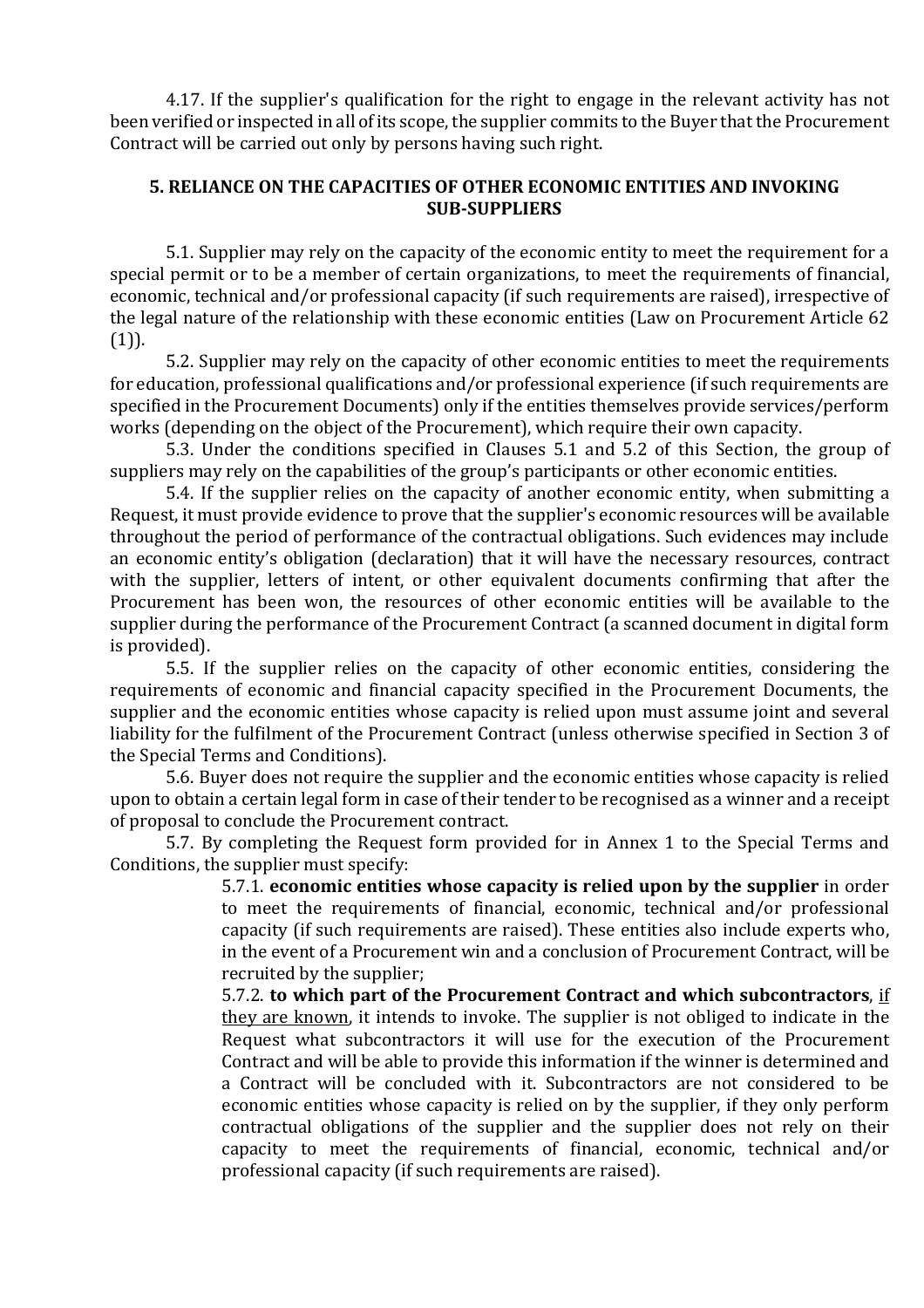4.17. If the supplier's qualification for the right to engage in the relevant activity has not been verified or inspected in all of its scope, the supplier commits to the Buyer that the Procurement Contract will be carried out only by persons having such right.

## 5. RELIANCE ON THE CAPACITIES OF OTHER ECONOMIC ENTITIES AND INVOKING SUB-SUPPLIERS

5.1. Supplier may rely on the capacity of the economic entity to meet the requirement for a special permit or to be a member of certain organizations, to meet the requirements of financial, economic, technical and/or professional capacity (if such requirements are raised), irrespective of the legal nature of the relationship with these economic entities (Law on Procurement Article 62 (1)).

5.2. Supplier may rely on the capacity of other economic entities to meet the requirements for education, professional qualifications and/or professional experience (if such requirements are specified in the Procurement Documents) only if the entities themselves provide services/perform works (depending on the object of the Procurement), which require their own capacity.

5.3. Under the conditions specified in Clauses 5.1 and 5.2 of this Section, the group of suppliers may rely on the capabilities of the group's participants or other economic entities.

5.4. If the supplier relies on the capacity of another economic entity, when submitting a Request, it must provide evidence to prove that the supplier's economic resources will be available throughout the period of performance of the contractual obligations. Such evidences may include an economic entity's obligation (declaration) that it will have the necessary resources, contract with the supplier, letters of intent, or other equivalent documents confirming that after the Procurement has been won, the resources of other economic entities will be available to the supplier during the performance of the Procurement Contract (a scanned document in digital form is provided).

5.5. If the supplier relies on the capacity of other economic entities, considering the requirements of economic and financial capacity specified in the Procurement Documents, the supplier and the economic entities whose capacity is relied upon must assume joint and several liability for the fulfilment of the Procurement Contract (unless otherwise specified in Section 3 of the Special Terms and Conditions).

5.6. Buyer does not require the supplier and the economic entities whose capacity is relied upon to obtain a certain legal form in case of their tender to be recognised as a winner and a receipt of proposal to conclude the Procurement contract.

5.7. By completing the Request form provided for in Annex 1 to the Special Terms and Conditions, the supplier must specify:

5.7.1. **economic entities whose capacity is relied upon by the supplier** in order to meet the requirements of financial, economic, technical and/or professional capacity (if such requirements are raised). These entities also include experts who, in the event of a Procurement win and a conclusion of Procurement Contract, will be recruited by the supplier;

5.7.2. **to which part of the Procurement Contract and which subcontractors**, <u>if they are known</u>, it intends to invoke. The supplier is not obliged to indicate in the Request what subcontractors it will use for the execution of the Procurement Contract and will be able to provide this information if the winner is determined and a Contract will be concluded with it. Subcontractors are not considered to be economic entities whose capacity is relied on by the supplier, if they only perform contractual obligations of the supplier and the supplier does not rely on their capacity to meet the requirements of financial, economic, technical and/or professional capacity (if such requirements are raised).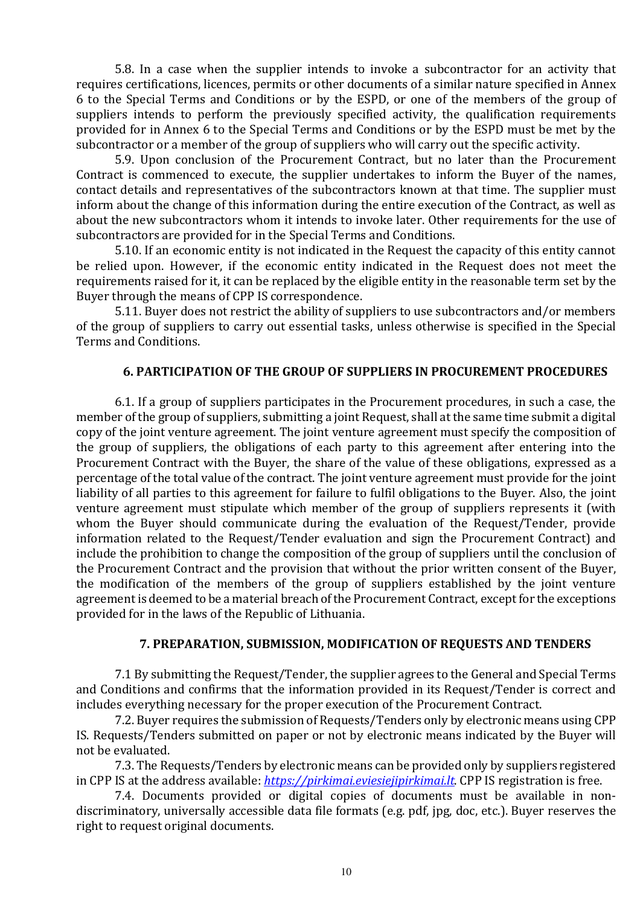5.8. In a case when the supplier intends to invoke a subcontractor for an activity that requires certifications, licences, permits or other documents of a similar nature specified in Annex 6 to the Special Terms and Conditions or by the ESPD, or one of the members of the group of suppliers intends to perform the previously specified activity, the qualification requirements provided for in Annex 6 to the Special Terms and Conditions or by the ESPD must be met by the subcontractor or a member of the group of suppliers who will carry out the specific activity.

5.9. Upon conclusion of the Procurement Contract, but no later than the Procurement Contract is commenced to execute, the supplier undertakes to inform the Buyer of the names, contact details and representatives of the subcontractors known at that time. The supplier must inform about the change of this information during the entire execution of the Contract, as well as about the new subcontractors whom it intends to invoke later. Other requirements for the use of subcontractors are provided for in the Special Terms and Conditions.

5.10. If an economic entity is not indicated in the Request the capacity of this entity cannot be relied upon. However, if the economic entity indicated in the Request does not meet the requirements raised for it, it can be replaced by the eligible entity in the reasonable term set by the Buyer through the means of CPP IS correspondence.

5.11. Buyer does not restrict the ability of suppliers to use subcontractors and/or members of the group of suppliers to carry out essential tasks, unless otherwise is specified in the Special Terms and Conditions.

## 6. PARTICIPATION OF THE GROUP OF SUPPLIERS IN PROCUREMENT PROCEDURES

6.1. If a group of suppliers participates in the Procurement procedures, in such a case, the member of the group of suppliers, submitting a joint Request, shall at the same time submit a digital copy of the joint venture agreement. The joint venture agreement must specify the composition of the group of suppliers, the obligations of each party to this agreement after entering into the Procurement Contract with the Buyer, the share of the value of these obligations, expressed as a percentage of the total value of the contract. The joint venture agreement must provide for the joint liability of all parties to this agreement for failure to fulfil obligations to the Buyer. Also, the joint venture agreement must stipulate which member of the group of suppliers represents it (with whom the Buyer should communicate during the evaluation of the Request/Tender, provide information related to the Request/Tender evaluation and sign the Procurement Contract) and include the prohibition to change the composition of the group of suppliers until the conclusion of the Procurement Contract and the provision that without the prior written consent of the Buyer, the modification of the members of the group of suppliers established by the joint venture agreement is deemed to be a material breach of the Procurement Contract, except for the exceptions provided for in the laws of the Republic of Lithuania.

## 7. PREPARATION, SUBMISSION, MODIFICATION OF REQUESTS AND TENDERS

7.1 By submitting the Request/Tender, the supplier agrees to the General and Special Terms and Conditions and confirms that the information provided in its Request/Tender is correct and includes everything necessary for the proper execution of the Procurement Contract.

7.2. Buyer requires the submission of Requests/Tenders only by electronic means using CPP IS. Requests/Tenders submitted on paper or not by electronic means indicated by the Buyer will not be evaluated.

7.3. The Requests/Tenders by electronic means can be provided only by suppliers registered in CPP IS at the address available: *https://pirkimai.eviesiejipirkimai.lt*. CPP IS registration is free.

7.4. Documents provided or digital copies of documents must be available in non-discriminatory, universally accessible data file formats (e.g. pdf, jpg, doc, etc.). Buyer reserves the right to request original documents.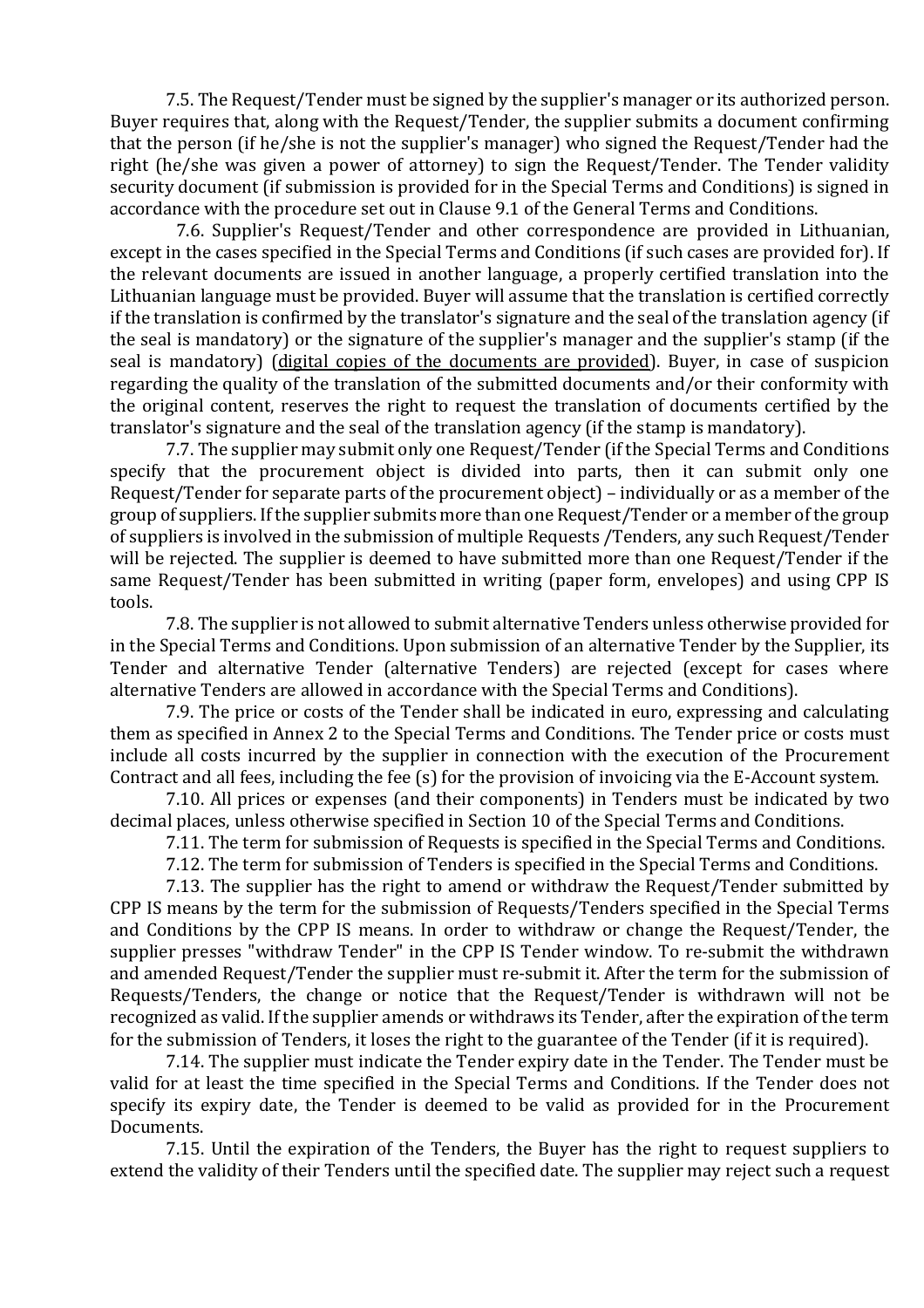7.5. The Request/Tender must be signed by the supplier's manager or its authorized person. Buyer requires that, along with the Request/Tender, the supplier submits a document confirming that the person (if he/she is not the supplier's manager) who signed the Request/Tender had the right (he/she was given a power of attorney) to sign the Request/Tender. The Tender validity security document (if submission is provided for in the Special Terms and Conditions) is signed in accordance with the procedure set out in Clause 9.1 of the General Terms and Conditions.

7.6. Supplier's Request/Tender and other correspondence are provided in Lithuanian, except in the cases specified in the Special Terms and Conditions (if such cases are provided for). If the relevant documents are issued in another language, a properly certified translation into the Lithuanian language must be provided. Buyer will assume that the translation is certified correctly if the translation is confirmed by the translator's signature and the seal of the translation agency (if the seal is mandatory) or the signature of the supplier's manager and the supplier's stamp (if the seal is mandatory) (<u>digital copies of the documents are provided</u>). Buyer, in case of suspicion regarding the quality of the translation of the submitted documents and/or their conformity with the original content, reserves the right to request the translation of documents certified by the translator's signature and the seal of the translation agency (if the stamp is mandatory).

7.7. The supplier may submit only one Request/Tender (if the Special Terms and Conditions specify that the procurement object is divided into parts, then it can submit only one Request/Tender for separate parts of the procurement object) – individually or as a member of the group of suppliers. If the supplier submits more than one Request/Tender or a member of the group of suppliers is involved in the submission of multiple Requests /Tenders, any such Request/Tender will be rejected. The supplier is deemed to have submitted more than one Request/Tender if the same Request/Tender has been submitted in writing (paper form, envelopes) and using CPP IS tools.

7.8. The supplier is not allowed to submit alternative Tenders unless otherwise provided for in the Special Terms and Conditions. Upon submission of an alternative Tender by the Supplier, its Tender and alternative Tender (alternative Tenders) are rejected (except for cases where alternative Tenders are allowed in accordance with the Special Terms and Conditions).

7.9. The price or costs of the Tender shall be indicated in euro, expressing and calculating them as specified in Annex 2 to the Special Terms and Conditions. The Tender price or costs must include all costs incurred by the supplier in connection with the execution of the Procurement Contract and all fees, including the fee (s) for the provision of invoicing via the E-Account system.

7.10. All prices or expenses (and their components) in Tenders must be indicated by two decimal places, unless otherwise specified in Section 10 of the Special Terms and Conditions.

7.11. The term for submission of Requests is specified in the Special Terms and Conditions.

7.12. The term for submission of Tenders is specified in the Special Terms and Conditions.

7.13. The supplier has the right to amend or withdraw the Request/Tender submitted by CPP IS means by the term for the submission of Requests/Tenders specified in the Special Terms and Conditions by the CPP IS means. In order to withdraw or change the Request/Tender, the supplier presses "withdraw Tender" in the CPP IS Tender window. To re-submit the withdrawn and amended Request/Tender the supplier must re-submit it. After the term for the submission of Requests/Tenders, the change or notice that the Request/Tender is withdrawn will not be recognized as valid. If the supplier amends or withdraws its Tender, after the expiration of the term for the submission of Tenders, it loses the right to the guarantee of the Tender (if it is required).

7.14. The supplier must indicate the Tender expiry date in the Tender. The Tender must be valid for at least the time specified in the Special Terms and Conditions. If the Tender does not specify its expiry date, the Tender is deemed to be valid as provided for in the Procurement Documents.

7.15. Until the expiration of the Tenders, the Buyer has the right to request suppliers to extend the validity of their Tenders until the specified date. The supplier may reject such a request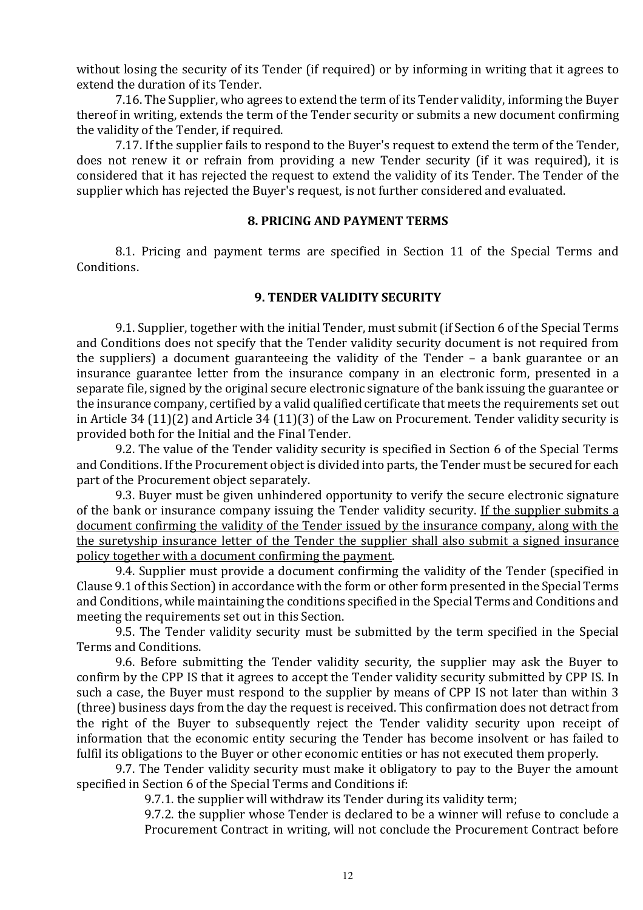without losing the security of its Tender (if required) or by informing in writing that it agrees to extend the duration of its Tender.

7.16. The Supplier, who agrees to extend the term of its Tender validity, informing the Buyer thereof in writing, extends the term of the Tender security or submits a new document confirming the validity of the Tender, if required.

7.17. If the supplier fails to respond to the Buyer's request to extend the term of the Tender, does not renew it or refrain from providing a new Tender security (if it was required), it is considered that it has rejected the request to extend the validity of its Tender. The Tender of the supplier which has rejected the Buyer's request, is not further considered and evaluated.

## 8. PRICING AND PAYMENT TERMS

8.1. Pricing and payment terms are specified in Section 11 of the Special Terms and Conditions.

## 9. TENDER VALIDITY SECURITY

9.1. Supplier, together with the initial Tender, must submit (if Section 6 of the Special Terms and Conditions does not specify that the Tender validity security document is not required from the suppliers) a document guaranteeing the validity of the Tender – a bank guarantee or an insurance guarantee letter from the insurance company in an electronic form, presented in a separate file, signed by the original secure electronic signature of the bank issuing the guarantee or the insurance company, certified by a valid qualified certificate that meets the requirements set out in Article 34 (11)(2) and Article 34 (11)(3) of the Law on Procurement. Tender validity security is provided both for the Initial and the Final Tender.

9.2. The value of the Tender validity security is specified in Section 6 of the Special Terms and Conditions. If the Procurement object is divided into parts, the Tender must be secured for each part of the Procurement object separately.

9.3. Buyer must be given unhindered opportunity to verify the secure electronic signature of the bank or insurance company issuing the Tender validity security. <u>If the supplier submits a document confirming the validity of the Tender issued by the insurance company, along with the the suretyship insurance letter of the Tender the supplier shall also submit a signed insurance policy together with a document confirming the payment</u>.

9.4. Supplier must provide a document confirming the validity of the Tender (specified in Clause 9.1 of this Section) in accordance with the form or other form presented in the Special Terms and Conditions, while maintaining the conditions specified in the Special Terms and Conditions and meeting the requirements set out in this Section.

9.5. The Tender validity security must be submitted by the term specified in the Special Terms and Conditions.

9.6. Before submitting the Tender validity security, the supplier may ask the Buyer to confirm by the CPP IS that it agrees to accept the Tender validity security submitted by CPP IS. In such a case, the Buyer must respond to the supplier by means of CPP IS not later than within 3 (three) business days from the day the request is received. This confirmation does not detract from the right of the Buyer to subsequently reject the Tender validity security upon receipt of information that the economic entity securing the Tender has become insolvent or has failed to fulfil its obligations to the Buyer or other economic entities or has not executed them properly.

9.7. The Tender validity security must make it obligatory to pay to the Buyer the amount specified in Section 6 of the Special Terms and Conditions if:

9.7.1. the supplier will withdraw its Tender during its validity term;

9.7.2. the supplier whose Tender is declared to be a winner will refuse to conclude a Procurement Contract in writing, will not conclude the Procurement Contract before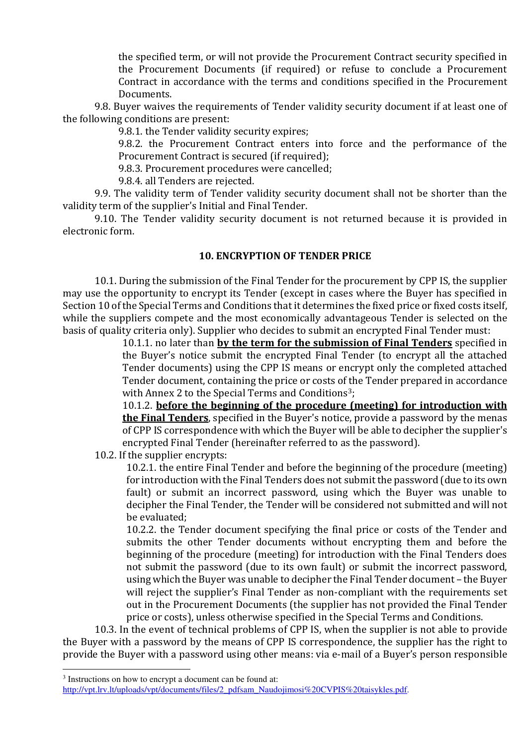the specified term, or will not provide the Procurement Contract security specified in the Procurement Documents (if required) or refuse to conclude a Procurement Contract in accordance with the terms and conditions specified in the Procurement Documents.

9.8. Buyer waives the requirements of Tender validity security document if at least one of the following conditions are present:

9.8.1. the Tender validity security expires;

9.8.2. the Procurement Contract enters into force and the performance of the Procurement Contract is secured (if required);

9.8.3. Procurement procedures were cancelled;

9.8.4. all Tenders are rejected.

9.9. The validity term of Tender validity security document shall not be shorter than the validity term of the supplier's Initial and Final Tender.

9.10. The Tender validity security document is not returned because it is provided in electronic form.

## 10. ENCRYPTION OF TENDER PRICE

10.1. During the submission of the Final Tender for the procurement by CPP IS, the supplier may use the opportunity to encrypt its Tender (except in cases where the Buyer has specified in Section 10 of the Special Terms and Conditions that it determines the fixed price or fixed costs itself, while the suppliers compete and the most economically advantageous Tender is selected on the basis of quality criteria only). Supplier who decides to submit an encrypted Final Tender must:

10.1.1. no later than **by the term for the submission of Final Tenders** specified in the Buyer's notice submit the encrypted Final Tender (to encrypt all the attached Tender documents) using the CPP IS means or encrypt only the completed attached Tender document, containing the price or costs of the Tender prepared in accordance with Annex 2 to the Special Terms and Conditions[3];

10.1.2. **before the beginning of the procedure (meeting) for introduction with the Final Tenders**, specified in the Buyer's notice, provide a password by the menas of CPP IS correspondence with which the Buyer will be able to decipher the supplier's encrypted Final Tender (hereinafter referred to as the password).

10.2. If the supplier encrypts:

10.2.1. the entire Final Tender and before the beginning of the procedure (meeting) for introduction with the Final Tenders does not submit the password (due to its own fault) or submit an incorrect password, using which the Buyer was unable to decipher the Final Tender, the Tender will be considered not submitted and will not be evaluated;

10.2.2. the Tender document specifying the final price or costs of the Tender and submits the other Tender documents without encrypting them and before the beginning of the procedure (meeting) for introduction with the Final Tenders does not submit the password (due to its own fault) or submit the incorrect password, using which the Buyer was unable to decipher the Final Tender document – the Buyer will reject the supplier's Final Tender as non-compliant with the requirements set out in the Procurement Documents (the supplier has not provided the Final Tender price or costs), unless otherwise specified in the Special Terms and Conditions.

10.3. In the event of technical problems of CPP IS, when the supplier is not able to provide the Buyer with a password by the means of CPP IS correspondence, the supplier has the right to provide the Buyer with a password using other means: via e-mail of a Buyer's person responsible

---

[3] Instructions on how to encrypt a document can be found at: http://vpt.lrv.lt/uploads/vpt/documents/files/2_pdfsam_Naudojimosi%20CVPIS%20taisykles.pdf.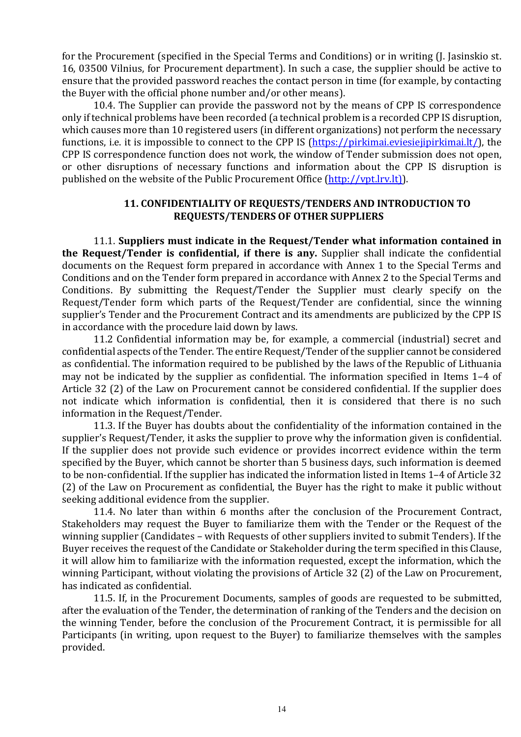for the Procurement (specified in the Special Terms and Conditions) or in writing (J. Jasinskio st. 16, 03500 Vilnius, for Procurement department). In such a case, the supplier should be active to ensure that the provided password reaches the contact person in time (for example, by contacting the Buyer with the official phone number and/or other means).

10.4. The Supplier can provide the password not by the means of CPP IS correspondence only if technical problems have been recorded (a technical problem is a recorded CPP IS disruption, which causes more than 10 registered users (in different organizations) not perform the necessary functions, i.e. it is impossible to connect to the CPP IS ([https://pirkimai.eviesiejipirkimai.lt/](https://pirkimai.eviesiejipirkimai.lt/)), the CPP IS correspondence function does not work, the window of Tender submission does not open, or other disruptions of necessary functions and information about the CPP IS disruption is published on the website of the Public Procurement Office ([http://vpt.lrv.lt)](http://vpt.lrv.lt)).

## 11. CONFIDENTIALITY OF REQUESTS/TENDERS AND INTRODUCTION TO REQUESTS/TENDERS OF OTHER SUPPLIERS

11.1. **Suppliers must indicate in the Request/Tender what information contained in the Request/Tender is confidential, if there is any.** Supplier shall indicate the confidential documents on the Request form prepared in accordance with Annex 1 to the Special Terms and Conditions and on the Tender form prepared in accordance with Annex 2 to the Special Terms and Conditions. By submitting the Request/Tender the Supplier must clearly specify on the Request/Tender form which parts of the Request/Tender are confidential, since the winning supplier's Tender and the Procurement Contract and its amendments are publicized by the CPP IS in accordance with the procedure laid down by laws.

11.2 Confidential information may be, for example, a commercial (industrial) secret and confidential aspects of the Tender. The entire Request/Tender of the supplier cannot be considered as confidential. The information required to be published by the laws of the Republic of Lithuania may not be indicated by the supplier as confidential. The information specified in Items 1–4 of Article 32 (2) of the Law on Procurement cannot be considered confidential. If the supplier does not indicate which information is confidential, then it is considered that there is no such information in the Request/Tender.

11.3. If the Buyer has doubts about the confidentiality of the information contained in the supplier's Request/Tender, it asks the supplier to prove why the information given is confidential. If the supplier does not provide such evidence or provides incorrect evidence within the term specified by the Buyer, which cannot be shorter than 5 business days, such information is deemed to be non-confidential. If the supplier has indicated the information listed in Items 1–4 of Article 32 (2) of the Law on Procurement as confidential, the Buyer has the right to make it public without seeking additional evidence from the supplier.

11.4. No later than within 6 months after the conclusion of the Procurement Contract, Stakeholders may request the Buyer to familiarize them with the Tender or the Request of the winning supplier (Candidates – with Requests of other suppliers invited to submit Tenders). If the Buyer receives the request of the Candidate or Stakeholder during the term specified in this Clause, it will allow him to familiarize with the information requested, except the information, which the winning Participant, without violating the provisions of Article 32 (2) of the Law on Procurement, has indicated as confidential.

11.5. If, in the Procurement Documents, samples of goods are requested to be submitted, after the evaluation of the Tender, the determination of ranking of the Tenders and the decision on the winning Tender, before the conclusion of the Procurement Contract, it is permissible for all Participants (in writing, upon request to the Buyer) to familiarize themselves with the samples provided.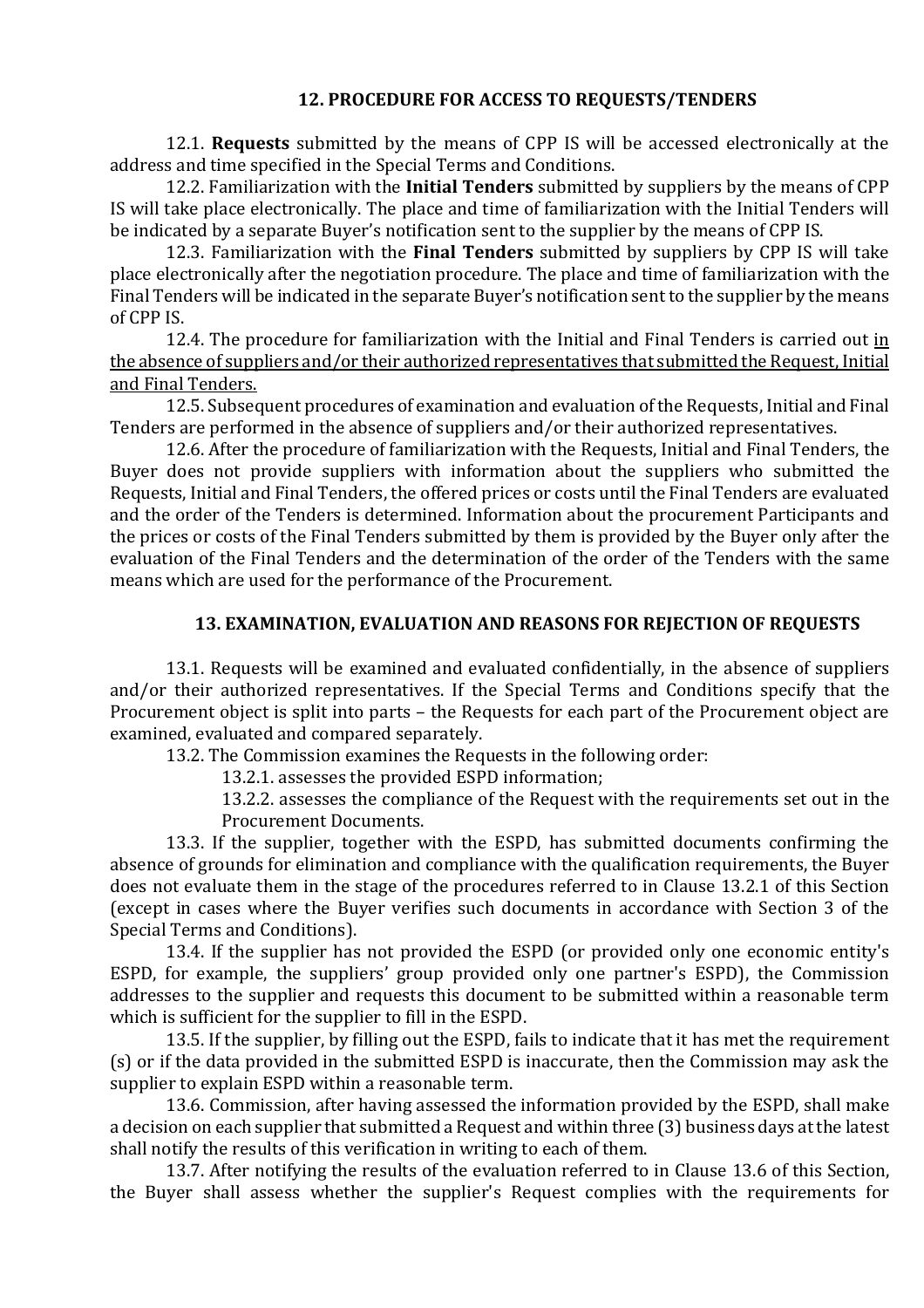## 12. PROCEDURE FOR ACCESS TO REQUESTS/TENDERS

12.1. **Requests** submitted by the means of CPP IS will be accessed electronically at the address and time specified in the Special Terms and Conditions.

12.2. Familiarization with the **Initial Tenders** submitted by suppliers by the means of CPP IS will take place electronically. The place and time of familiarization with the Initial Tenders will be indicated by a separate Buyer's notification sent to the supplier by the means of CPP IS.

12.3. Familiarization with the **Final Tenders** submitted by suppliers by CPP IS will take place electronically after the negotiation procedure. The place and time of familiarization with the Final Tenders will be indicated in the separate Buyer's notification sent to the supplier by the means of CPP IS.

12.4. The procedure for familiarization with the Initial and Final Tenders is carried out <u>in the absence of suppliers and/or their authorized representatives that submitted the Request, Initial and Final Tenders.</u>

12.5. Subsequent procedures of examination and evaluation of the Requests, Initial and Final Tenders are performed in the absence of suppliers and/or their authorized representatives.

12.6. After the procedure of familiarization with the Requests, Initial and Final Tenders, the Buyer does not provide suppliers with information about the suppliers who submitted the Requests, Initial and Final Tenders, the offered prices or costs until the Final Tenders are evaluated and the order of the Tenders is determined. Information about the procurement Participants and the prices or costs of the Final Tenders submitted by them is provided by the Buyer only after the evaluation of the Final Tenders and the determination of the order of the Tenders with the same means which are used for the performance of the Procurement.

## 13. EXAMINATION, EVALUATION AND REASONS FOR REJECTION OF REQUESTS

13.1. Requests will be examined and evaluated confidentially, in the absence of suppliers and/or their authorized representatives. If the Special Terms and Conditions specify that the Procurement object is split into parts – the Requests for each part of the Procurement object are examined, evaluated and compared separately.

13.2. The Commission examines the Requests in the following order:

13.2.1. assesses the provided ESPD information;

13.2.2. assesses the compliance of the Request with the requirements set out in the Procurement Documents.

13.3. If the supplier, together with the ESPD, has submitted documents confirming the absence of grounds for elimination and compliance with the qualification requirements, the Buyer does not evaluate them in the stage of the procedures referred to in Clause 13.2.1 of this Section (except in cases where the Buyer verifies such documents in accordance with Section 3 of the Special Terms and Conditions).

13.4. If the supplier has not provided the ESPD (or provided only one economic entity's ESPD, for example, the suppliers' group provided only one partner's ESPD), the Commission addresses to the supplier and requests this document to be submitted within a reasonable term which is sufficient for the supplier to fill in the ESPD.

13.5. If the supplier, by filling out the ESPD, fails to indicate that it has met the requirement (s) or if the data provided in the submitted ESPD is inaccurate, then the Commission may ask the supplier to explain ESPD within a reasonable term.

13.6. Commission, after having assessed the information provided by the ESPD, shall make a decision on each supplier that submitted a Request and within three (3) business days at the latest shall notify the results of this verification in writing to each of them.

13.7. After notifying the results of the evaluation referred to in Clause 13.6 of this Section, the Buyer shall assess whether the supplier's Request complies with the requirements for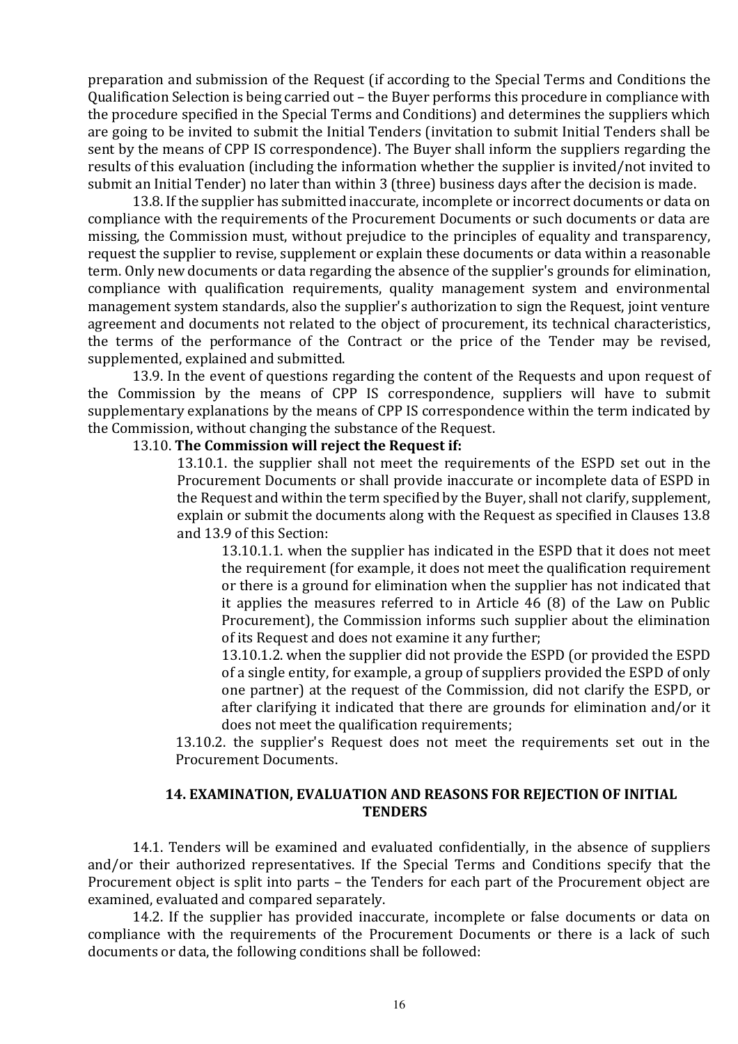preparation and submission of the Request (if according to the Special Terms and Conditions the Qualification Selection is being carried out – the Buyer performs this procedure in compliance with the procedure specified in the Special Terms and Conditions) and determines the suppliers which are going to be invited to submit the Initial Tenders (invitation to submit Initial Tenders shall be sent by the means of CPP IS correspondence). The Buyer shall inform the suppliers regarding the results of this evaluation (including the information whether the supplier is invited/not invited to submit an Initial Tender) no later than within 3 (three) business days after the decision is made.

13.8. If the supplier has submitted inaccurate, incomplete or incorrect documents or data on compliance with the requirements of the Procurement Documents or such documents or data are missing, the Commission must, without prejudice to the principles of equality and transparency, request the supplier to revise, supplement or explain these documents or data within a reasonable term. Only new documents or data regarding the absence of the supplier's grounds for elimination, compliance with qualification requirements, quality management system and environmental management system standards, also the supplier's authorization to sign the Request, joint venture agreement and documents not related to the object of procurement, its technical characteristics, the terms of the performance of the Contract or the price of the Tender may be revised, supplemented, explained and submitted.

13.9. In the event of questions regarding the content of the Requests and upon request of the Commission by the means of CPP IS correspondence, suppliers will have to submit supplementary explanations by the means of CPP IS correspondence within the term indicated by the Commission, without changing the substance of the Request.

13.10. **The Commission will reject the Request if:**

13.10.1. the supplier shall not meet the requirements of the ESPD set out in the Procurement Documents or shall provide inaccurate or incomplete data of ESPD in the Request and within the term specified by the Buyer, shall not clarify, supplement, explain or submit the documents along with the Request as specified in Clauses 13.8 and 13.9 of this Section:

13.10.1.1. when the supplier has indicated in the ESPD that it does not meet the requirement (for example, it does not meet the qualification requirement or there is a ground for elimination when the supplier has not indicated that it applies the measures referred to in Article 46 (8) of the Law on Public Procurement), the Commission informs such supplier about the elimination of its Request and does not examine it any further;

13.10.1.2. when the supplier did not provide the ESPD (or provided the ESPD of a single entity, for example, a group of suppliers provided the ESPD of only one partner) at the request of the Commission, did not clarify the ESPD, or after clarifying it indicated that there are grounds for elimination and/or it does not meet the qualification requirements;

13.10.2. the supplier's Request does not meet the requirements set out in the Procurement Documents.

## 14. EXAMINATION, EVALUATION AND REASONS FOR REJECTION OF INITIAL TENDERS

14.1. Tenders will be examined and evaluated confidentially, in the absence of suppliers and/or their authorized representatives. If the Special Terms and Conditions specify that the Procurement object is split into parts – the Tenders for each part of the Procurement object are examined, evaluated and compared separately.

14.2. If the supplier has provided inaccurate, incomplete or false documents or data on compliance with the requirements of the Procurement Documents or there is a lack of such documents or data, the following conditions shall be followed: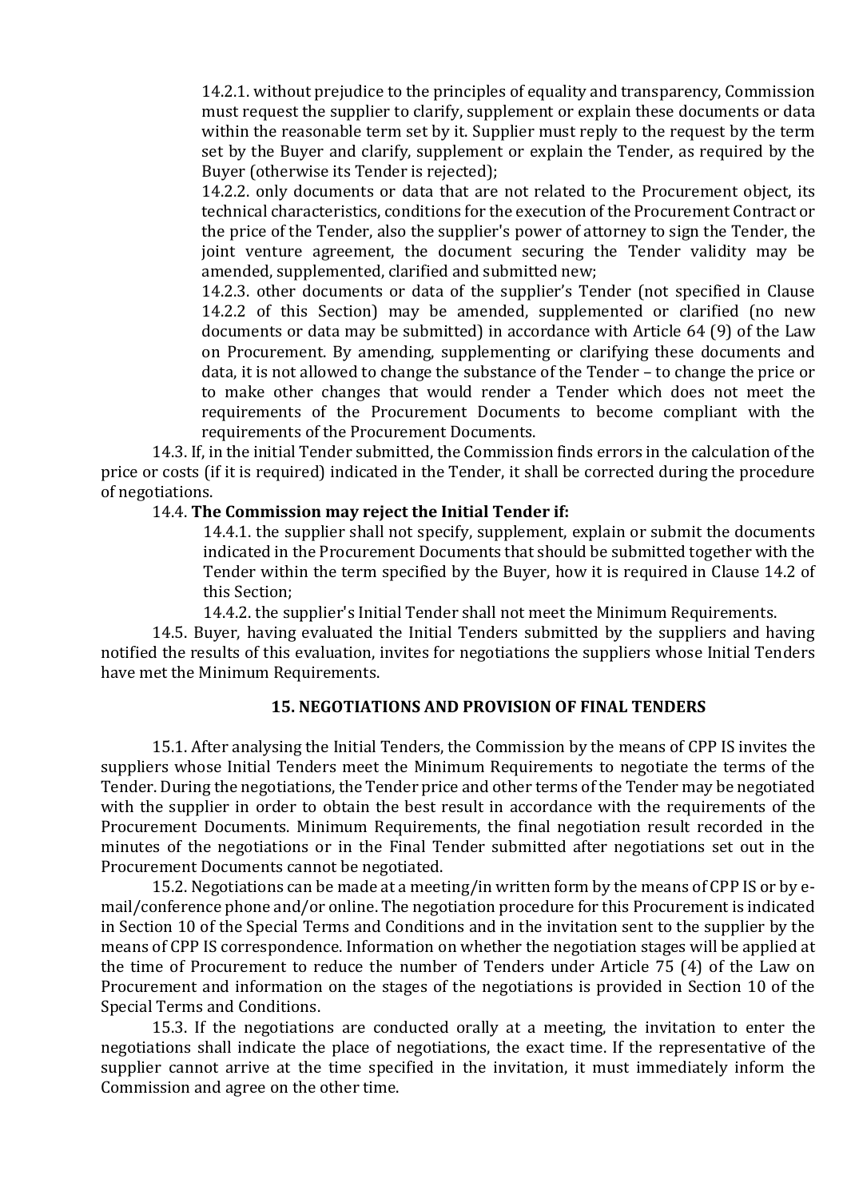14.2.1. without prejudice to the principles of equality and transparency, Commission must request the supplier to clarify, supplement or explain these documents or data within the reasonable term set by it. Supplier must reply to the request by the term set by the Buyer and clarify, supplement or explain the Tender, as required by the Buyer (otherwise its Tender is rejected);

14.2.2. only documents or data that are not related to the Procurement object, its technical characteristics, conditions for the execution of the Procurement Contract or the price of the Tender, also the supplier's power of attorney to sign the Tender, the joint venture agreement, the document securing the Tender validity may be amended, supplemented, clarified and submitted new;

14.2.3. other documents or data of the supplier's Tender (not specified in Clause 14.2.2 of this Section) may be amended, supplemented or clarified (no new documents or data may be submitted) in accordance with Article 64 (9) of the Law on Procurement. By amending, supplementing or clarifying these documents and data, it is not allowed to change the substance of the Tender – to change the price or to make other changes that would render a Tender which does not meet the requirements of the Procurement Documents to become compliant with the requirements of the Procurement Documents.

14.3. If, in the initial Tender submitted, the Commission finds errors in the calculation of the price or costs (if it is required) indicated in the Tender, it shall be corrected during the procedure of negotiations.

14.4. **The Commission may reject the Initial Tender if:**

14.4.1. the supplier shall not specify, supplement, explain or submit the documents indicated in the Procurement Documents that should be submitted together with the Tender within the term specified by the Buyer, how it is required in Clause 14.2 of this Section;

14.4.2. the supplier's Initial Tender shall not meet the Minimum Requirements.

14.5. Buyer, having evaluated the Initial Tenders submitted by the suppliers and having notified the results of this evaluation, invites for negotiations the suppliers whose Initial Tenders have met the Minimum Requirements.

## 15. NEGOTIATIONS AND PROVISION OF FINAL TENDERS

15.1. After analysing the Initial Tenders, the Commission by the means of CPP IS invites the suppliers whose Initial Tenders meet the Minimum Requirements to negotiate the terms of the Tender. During the negotiations, the Tender price and other terms of the Tender may be negotiated with the supplier in order to obtain the best result in accordance with the requirements of the Procurement Documents. Minimum Requirements, the final negotiation result recorded in the minutes of the negotiations or in the Final Tender submitted after negotiations set out in the Procurement Documents cannot be negotiated.

15.2. Negotiations can be made at a meeting/in written form by the means of CPP IS or by e-mail/conference phone and/or online. The negotiation procedure for this Procurement is indicated in Section 10 of the Special Terms and Conditions and in the invitation sent to the supplier by the means of CPP IS correspondence. Information on whether the negotiation stages will be applied at the time of Procurement to reduce the number of Tenders under Article 75 (4) of the Law on Procurement and information on the stages of the negotiations is provided in Section 10 of the Special Terms and Conditions.

15.3. If the negotiations are conducted orally at a meeting, the invitation to enter the negotiations shall indicate the place of negotiations, the exact time. If the representative of the supplier cannot arrive at the time specified in the invitation, it must immediately inform the Commission and agree on the other time.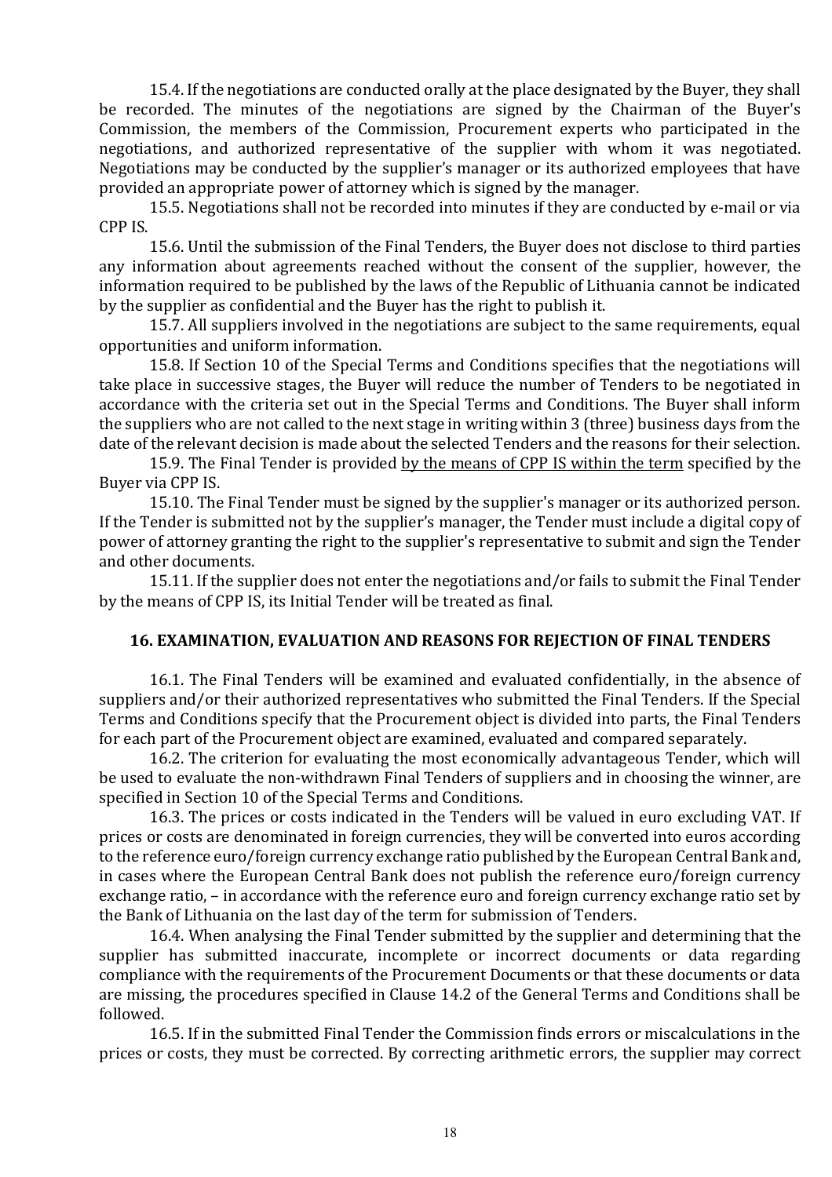15.4. If the negotiations are conducted orally at the place designated by the Buyer, they shall be recorded. The minutes of the negotiations are signed by the Chairman of the Buyer's Commission, the members of the Commission, Procurement experts who participated in the negotiations, and authorized representative of the supplier with whom it was negotiated. Negotiations may be conducted by the supplier's manager or its authorized employees that have provided an appropriate power of attorney which is signed by the manager.

15.5. Negotiations shall not be recorded into minutes if they are conducted by e-mail or via CPP IS.

15.6. Until the submission of the Final Tenders, the Buyer does not disclose to third parties any information about agreements reached without the consent of the supplier, however, the information required to be published by the laws of the Republic of Lithuania cannot be indicated by the supplier as confidential and the Buyer has the right to publish it.

15.7. All suppliers involved in the negotiations are subject to the same requirements, equal opportunities and uniform information.

15.8. If Section 10 of the Special Terms and Conditions specifies that the negotiations will take place in successive stages, the Buyer will reduce the number of Tenders to be negotiated in accordance with the criteria set out in the Special Terms and Conditions. The Buyer shall inform the suppliers who are not called to the next stage in writing within 3 (three) business days from the date of the relevant decision is made about the selected Tenders and the reasons for their selection.

15.9. The Final Tender is provided by the means of CPP IS within the term specified by the Buyer via CPP IS.

15.10. The Final Tender must be signed by the supplier's manager or its authorized person. If the Tender is submitted not by the supplier's manager, the Tender must include a digital copy of power of attorney granting the right to the supplier's representative to submit and sign the Tender and other documents.

15.11. If the supplier does not enter the negotiations and/or fails to submit the Final Tender by the means of CPP IS, its Initial Tender will be treated as final.

## 16. EXAMINATION, EVALUATION AND REASONS FOR REJECTION OF FINAL TENDERS

16.1. The Final Tenders will be examined and evaluated confidentially, in the absence of suppliers and/or their authorized representatives who submitted the Final Tenders. If the Special Terms and Conditions specify that the Procurement object is divided into parts, the Final Tenders for each part of the Procurement object are examined, evaluated and compared separately.

16.2. The criterion for evaluating the most economically advantageous Tender, which will be used to evaluate the non-withdrawn Final Tenders of suppliers and in choosing the winner, are specified in Section 10 of the Special Terms and Conditions.

16.3. The prices or costs indicated in the Tenders will be valued in euro excluding VAT. If prices or costs are denominated in foreign currencies, they will be converted into euros according to the reference euro/foreign currency exchange ratio published by the European Central Bank and, in cases where the European Central Bank does not publish the reference euro/foreign currency exchange ratio, – in accordance with the reference euro and foreign currency exchange ratio set by the Bank of Lithuania on the last day of the term for submission of Tenders.

16.4. When analysing the Final Tender submitted by the supplier and determining that the supplier has submitted inaccurate, incomplete or incorrect documents or data regarding compliance with the requirements of the Procurement Documents or that these documents or data are missing, the procedures specified in Clause 14.2 of the General Terms and Conditions shall be followed.

16.5. If in the submitted Final Tender the Commission finds errors or miscalculations in the prices or costs, they must be corrected. By correcting arithmetic errors, the supplier may correct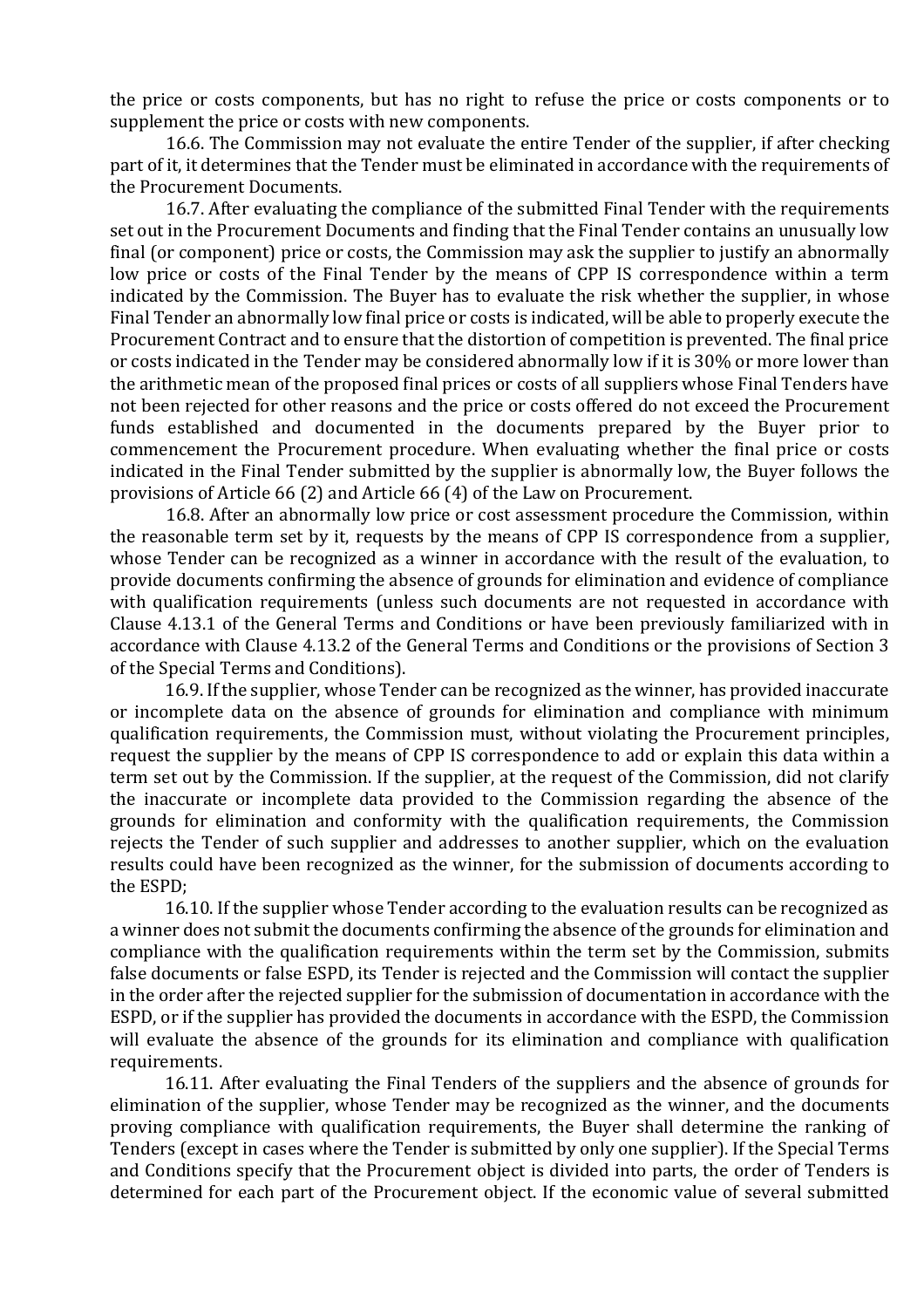the price or costs components, but has no right to refuse the price or costs components or to supplement the price or costs with new components.

16.6. The Commission may not evaluate the entire Tender of the supplier, if after checking part of it, it determines that the Tender must be eliminated in accordance with the requirements of the Procurement Documents.

16.7. After evaluating the compliance of the submitted Final Tender with the requirements set out in the Procurement Documents and finding that the Final Tender contains an unusually low final (or component) price or costs, the Commission may ask the supplier to justify an abnormally low price or costs of the Final Tender by the means of CPP IS correspondence within a term indicated by the Commission. The Buyer has to evaluate the risk whether the supplier, in whose Final Tender an abnormally low final price or costs is indicated, will be able to properly execute the Procurement Contract and to ensure that the distortion of competition is prevented. The final price or costs indicated in the Tender may be considered abnormally low if it is 30% or more lower than the arithmetic mean of the proposed final prices or costs of all suppliers whose Final Tenders have not been rejected for other reasons and the price or costs offered do not exceed the Procurement funds established and documented in the documents prepared by the Buyer prior to commencement the Procurement procedure. When evaluating whether the final price or costs indicated in the Final Tender submitted by the supplier is abnormally low, the Buyer follows the provisions of Article 66 (2) and Article 66 (4) of the Law on Procurement.

16.8. After an abnormally low price or cost assessment procedure the Commission, within the reasonable term set by it, requests by the means of CPP IS correspondence from a supplier, whose Tender can be recognized as a winner in accordance with the result of the evaluation, to provide documents confirming the absence of grounds for elimination and evidence of compliance with qualification requirements (unless such documents are not requested in accordance with Clause 4.13.1 of the General Terms and Conditions or have been previously familiarized with in accordance with Clause 4.13.2 of the General Terms and Conditions or the provisions of Section 3 of the Special Terms and Conditions).

16.9. If the supplier, whose Tender can be recognized as the winner, has provided inaccurate or incomplete data on the absence of grounds for elimination and compliance with minimum qualification requirements, the Commission must, without violating the Procurement principles, request the supplier by the means of CPP IS correspondence to add or explain this data within a term set out by the Commission. If the supplier, at the request of the Commission, did not clarify the inaccurate or incomplete data provided to the Commission regarding the absence of the grounds for elimination and conformity with the qualification requirements, the Commission rejects the Tender of such supplier and addresses to another supplier, which on the evaluation results could have been recognized as the winner, for the submission of documents according to the ESPD;

16.10. If the supplier whose Tender according to the evaluation results can be recognized as a winner does not submit the documents confirming the absence of the grounds for elimination and compliance with the qualification requirements within the term set by the Commission, submits false documents or false ESPD, its Tender is rejected and the Commission will contact the supplier in the order after the rejected supplier for the submission of documentation in accordance with the ESPD, or if the supplier has provided the documents in accordance with the ESPD, the Commission will evaluate the absence of the grounds for its elimination and compliance with qualification requirements.

16.11. After evaluating the Final Tenders of the suppliers and the absence of grounds for elimination of the supplier, whose Tender may be recognized as the winner, and the documents proving compliance with qualification requirements, the Buyer shall determine the ranking of Tenders (except in cases where the Tender is submitted by only one supplier). If the Special Terms and Conditions specify that the Procurement object is divided into parts, the order of Tenders is determined for each part of the Procurement object. If the economic value of several submitted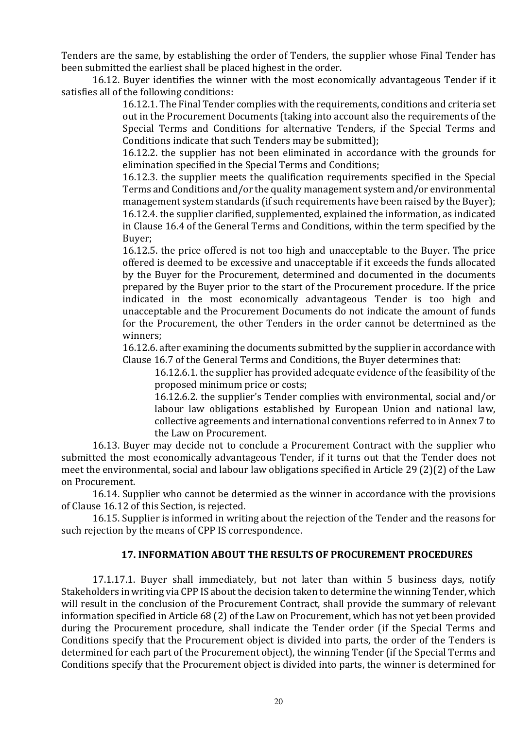Tenders are the same, by establishing the order of Tenders, the supplier whose Final Tender has been submitted the earliest shall be placed highest in the order.

16.12. Buyer identifies the winner with the most economically advantageous Tender if it satisfies all of the following conditions:

16.12.1. The Final Tender complies with the requirements, conditions and criteria set out in the Procurement Documents (taking into account also the requirements of the Special Terms and Conditions for alternative Tenders, if the Special Terms and Conditions indicate that such Tenders may be submitted);

16.12.2. the supplier has not been eliminated in accordance with the grounds for elimination specified in the Special Terms and Conditions;

16.12.3. the supplier meets the qualification requirements specified in the Special Terms and Conditions and/or the quality management system and/or environmental management system standards (if such requirements have been raised by the Buyer);

16.12.4. the supplier clarified, supplemented, explained the information, as indicated in Clause 16.4 of the General Terms and Conditions, within the term specified by the Buyer;

16.12.5. the price offered is not too high and unacceptable to the Buyer. The price offered is deemed to be excessive and unacceptable if it exceeds the funds allocated by the Buyer for the Procurement, determined and documented in the documents prepared by the Buyer prior to the start of the Procurement procedure. If the price indicated in the most economically advantageous Tender is too high and unacceptable and the Procurement Documents do not indicate the amount of funds for the Procurement, the other Tenders in the order cannot be determined as the winners;

16.12.6. after examining the documents submitted by the supplier in accordance with Clause 16.7 of the General Terms and Conditions, the Buyer determines that:

16.12.6.1. the supplier has provided adequate evidence of the feasibility of the proposed minimum price or costs;

16.12.6.2. the supplier's Tender complies with environmental, social and/or labour law obligations established by European Union and national law, collective agreements and international conventions referred to in Annex 7 to the Law on Procurement.

16.13. Buyer may decide not to conclude a Procurement Contract with the supplier who submitted the most economically advantageous Tender, if it turns out that the Tender does not meet the environmental, social and labour law obligations specified in Article 29 (2)(2) of the Law on Procurement.

16.14. Supplier who cannot be determied as the winner in accordance with the provisions of Clause 16.12 of this Section, is rejected.

16.15. Supplier is informed in writing about the rejection of the Tender and the reasons for such rejection by the means of CPP IS correspondence.

## 17. INFORMATION ABOUT THE RESULTS OF PROCUREMENT PROCEDURES

17.1.17.1. Buyer shall immediately, but not later than within 5 business days, notify Stakeholders in writing via CPP IS about the decision taken to determine the winning Tender, which will result in the conclusion of the Procurement Contract, shall provide the summary of relevant information specified in Article 68 (2) of the Law on Procurement, which has not yet been provided during the Procurement procedure, shall indicate the Tender order (if the Special Terms and Conditions specify that the Procurement object is divided into parts, the order of the Tenders is determined for each part of the Procurement object), the winning Tender (if the Special Terms and Conditions specify that the Procurement object is divided into parts, the winner is determined for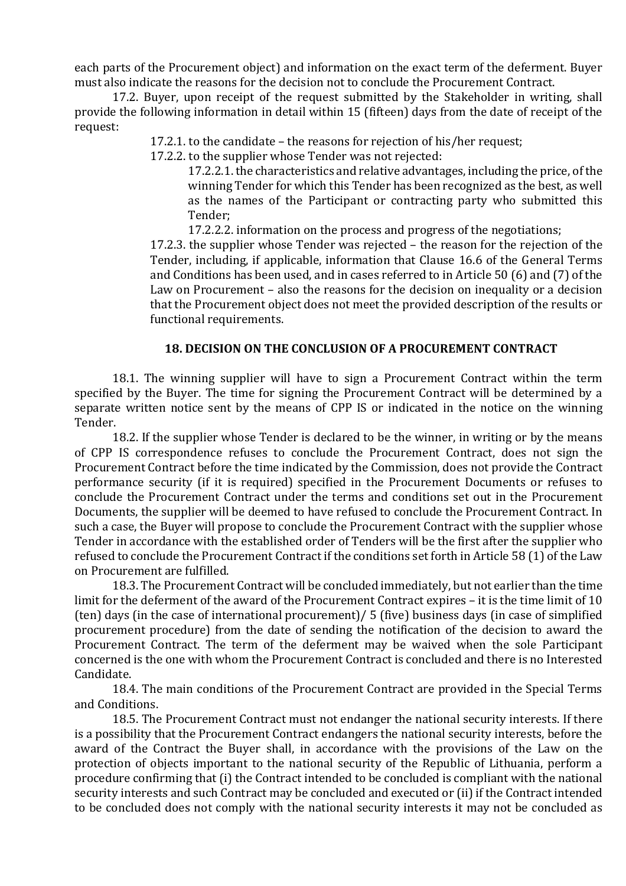each parts of the Procurement object) and information on the exact term of the deferment. Buyer must also indicate the reasons for the decision not to conclude the Procurement Contract.

17.2. Buyer, upon receipt of the request submitted by the Stakeholder in writing, shall provide the following information in detail within 15 (fifteen) days from the date of receipt of the request:

17.2.1. to the candidate – the reasons for rejection of his/her request;

17.2.2. to the supplier whose Tender was not rejected:

17.2.2.1. the characteristics and relative advantages, including the price, of the winning Tender for which this Tender has been recognized as the best, as well as the names of the Participant or contracting party who submitted this Tender;

17.2.2.2. information on the process and progress of the negotiations;

17.2.3. the supplier whose Tender was rejected – the reason for the rejection of the Tender, including, if applicable, information that Clause 16.6 of the General Terms and Conditions has been used, and in cases referred to in Article 50 (6) and (7) of the Law on Procurement – also the reasons for the decision on inequality or a decision that the Procurement object does not meet the provided description of the results or functional requirements.

## 18. DECISION ON THE CONCLUSION OF A PROCUREMENT CONTRACT

18.1. The winning supplier will have to sign a Procurement Contract within the term specified by the Buyer. The time for signing the Procurement Contract will be determined by a separate written notice sent by the means of CPP IS or indicated in the notice on the winning Tender.

18.2. If the supplier whose Tender is declared to be the winner, in writing or by the means of CPP IS correspondence refuses to conclude the Procurement Contract, does not sign the Procurement Contract before the time indicated by the Commission, does not provide the Contract performance security (if it is required) specified in the Procurement Documents or refuses to conclude the Procurement Contract under the terms and conditions set out in the Procurement Documents, the supplier will be deemed to have refused to conclude the Procurement Contract. In such a case, the Buyer will propose to conclude the Procurement Contract with the supplier whose Tender in accordance with the established order of Tenders will be the first after the supplier who refused to conclude the Procurement Contract if the conditions set forth in Article 58 (1) of the Law on Procurement are fulfilled.

18.3. The Procurement Contract will be concluded immediately, but not earlier than the time limit for the deferment of the award of the Procurement Contract expires – it is the time limit of 10 (ten) days (in the case of international procurement)/ 5 (five) business days (in case of simplified procurement procedure) from the date of sending the notification of the decision to award the Procurement Contract. The term of the deferment may be waived when the sole Participant concerned is the one with whom the Procurement Contract is concluded and there is no Interested Candidate.

18.4. The main conditions of the Procurement Contract are provided in the Special Terms and Conditions.

18.5. The Procurement Contract must not endanger the national security interests. If there is a possibility that the Procurement Contract endangers the national security interests, before the award of the Contract the Buyer shall, in accordance with the provisions of the Law on the protection of objects important to the national security of the Republic of Lithuania, perform a procedure confirming that (i) the Contract intended to be concluded is compliant with the national security interests and such Contract may be concluded and executed or (ii) if the Contract intended to be concluded does not comply with the national security interests it may not be concluded as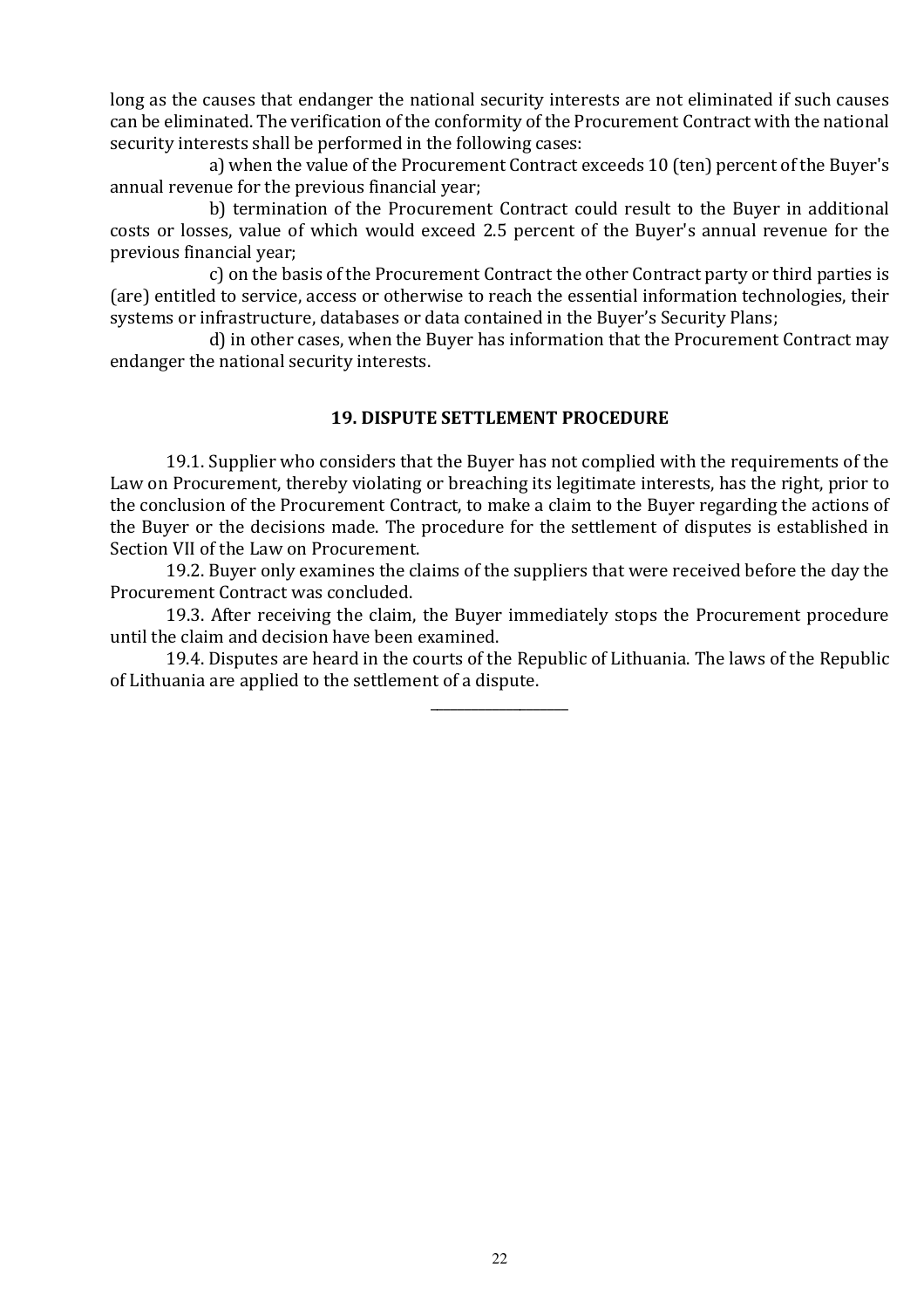long as the causes that endanger the national security interests are not eliminated if such causes can be eliminated. The verification of the conformity of the Procurement Contract with the national security interests shall be performed in the following cases:

a) when the value of the Procurement Contract exceeds 10 (ten) percent of the Buyer's annual revenue for the previous financial year;

b) termination of the Procurement Contract could result to the Buyer in additional costs or losses, value of which would exceed 2.5 percent of the Buyer's annual revenue for the previous financial year;

c) on the basis of the Procurement Contract the other Contract party or third parties is (are) entitled to service, access or otherwise to reach the essential information technologies, their systems or infrastructure, databases or data contained in the Buyer's Security Plans;

d) in other cases, when the Buyer has information that the Procurement Contract may endanger the national security interests.

## 19. DISPUTE SETTLEMENT PROCEDURE

19.1. Supplier who considers that the Buyer has not complied with the requirements of the Law on Procurement, thereby violating or breaching its legitimate interests, has the right, prior to the conclusion of the Procurement Contract, to make a claim to the Buyer regarding the actions of the Buyer or the decisions made. The procedure for the settlement of disputes is established in Section VII of the Law on Procurement.

19.2. Buyer only examines the claims of the suppliers that were received before the day the Procurement Contract was concluded.

19.3. After receiving the claim, the Buyer immediately stops the Procurement procedure until the claim and decision have been examined.

19.4. Disputes are heard in the courts of the Republic of Lithuania. The laws of the Republic of Lithuania are applied to the settlement of a dispute.

\_\_\_\_\_\_\_\_\_\_\_\_\_\_\_\_\_\_